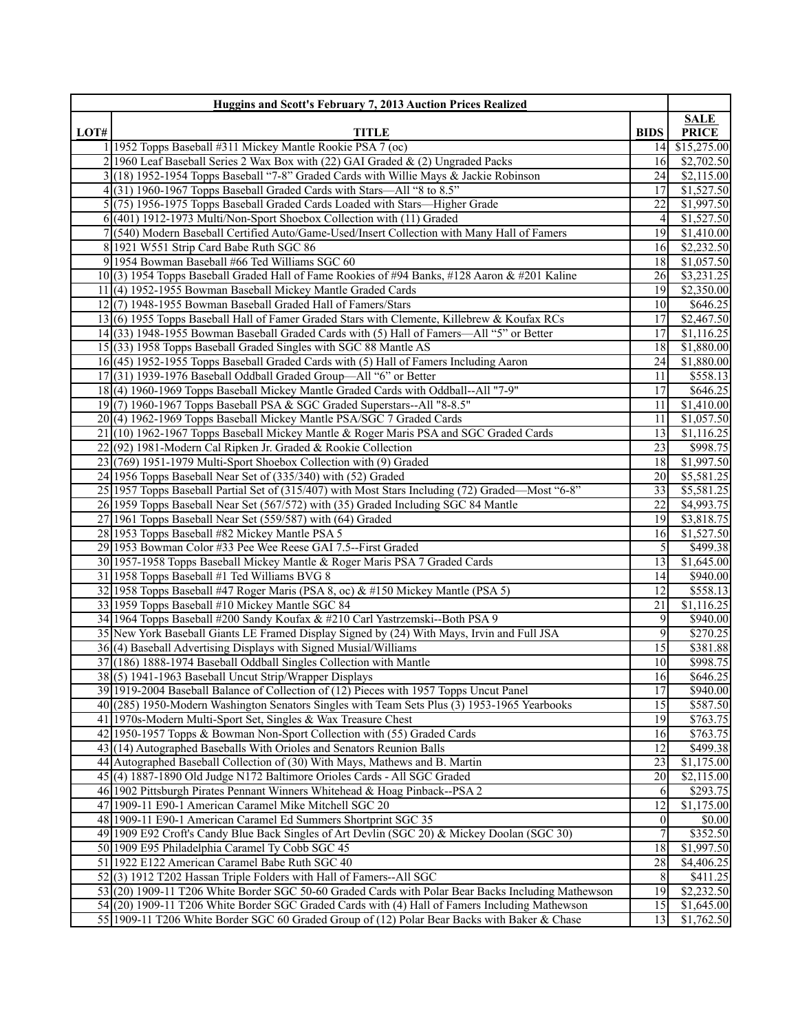| LOT# | Huggins and Scott's February 7, 2013 Auction Prices Realized<br>TITLE | BIDS | SALE PRICE |
|---|---|---|---|
| 1 | 1952 Topps Baseball #311 Mickey Mantle Rookie PSA 7 (oc) | 14 | $15,275.00 |
| 2 | 1960 Leaf Baseball Series 2 Wax Box with (22) GAI Graded & (2) Ungraded Packs | 16 | $2,702.50 |
| 3 | (18) 1952-1954 Topps Baseball "7-8" Graded Cards with Willie Mays & Jackie Robinson | 24 | $2,115.00 |
| 4 | (31) 1960-1967 Topps Baseball Graded Cards with Stars—All "8 to 8.5" | 17 | $1,527.50 |
| 5 | (75) 1956-1975 Topps Baseball Graded Cards Loaded with Stars—Higher Grade | 22 | $1,997.50 |
| 6 | (401) 1912-1973 Multi/Non-Sport Shoebox Collection with (11) Graded | 4 | $1,527.50 |
| 7 | (540) Modern Baseball Certified Auto/Game-Used/Insert Collection with Many Hall of Famers | 19 | $1,410.00 |
| 8 | 1921 W551 Strip Card Babe Ruth SGC 86 | 16 | $2,232.50 |
| 9 | 1954 Bowman Baseball #66 Ted Williams SGC 60 | 18 | $1,057.50 |
| 10 | (3) 1954 Topps Baseball Graded Hall of Fame Rookies of #94 Banks, #128 Aaron & #201 Kaline | 26 | $3,231.25 |
| 11 | (4) 1952-1955 Bowman Baseball Mickey Mantle Graded Cards | 19 | $2,350.00 |
| 12 | (7) 1948-1955 Bowman Baseball Graded Hall of Famers/Stars | 10 | $646.25 |
| 13 | (6) 1955 Topps Baseball Hall of Famer Graded Stars with Clemente, Killebrew & Koufax RCs | 17 | $2,467.50 |
| 14 | (33) 1948-1955 Bowman Baseball Graded Cards with (5) Hall of Famers—All "5" or Better | 17 | $1,116.25 |
| 15 | (33) 1958 Topps Baseball Graded Singles with SGC 88 Mantle AS | 18 | $1,880.00 |
| 16 | (45) 1952-1955 Topps Baseball Graded Cards with (5) Hall of Famers Including Aaron | 24 | $1,880.00 |
| 17 | (31) 1939-1976 Baseball Oddball Graded Group—All "6" or Better | 11 | $558.13 |
| 18 | (4) 1960-1969 Topps Baseball Mickey Mantle Graded Cards with Oddball--All "7-9" | 17 | $646.25 |
| 19 | (7) 1960-1967 Topps Baseball PSA & SGC Graded Superstars--All "8-8.5" | 11 | $1,410.00 |
| 20 | (4) 1962-1969 Topps Baseball Mickey Mantle PSA/SGC 7 Graded Cards | 11 | $1,057.50 |
| 21 | (10) 1962-1967 Topps Baseball Mickey Mantle & Roger Maris PSA and SGC Graded Cards | 13 | $1,116.25 |
| 22 | (92) 1981-Modern Cal Ripken Jr. Graded & Rookie Collection | 23 | $998.75 |
| 23 | (769) 1951-1979 Multi-Sport Shoebox Collection with (9) Graded | 18 | $1,997.50 |
| 24 | 1956 Topps Baseball Near Set of (335/340) with (52) Graded | 20 | $5,581.25 |
| 25 | 1957 Topps Baseball Partial Set of (315/407) with Most Stars Including (72) Graded—Most "6-8" | 33 | $5,581.25 |
| 26 | 1959 Topps Baseball Near Set (567/572) with (35) Graded Including SGC 84 Mantle | 22 | $4,993.75 |
| 27 | 1961 Topps Baseball Near Set (559/587) with (64) Graded | 19 | $3,818.75 |
| 28 | 1953 Topps Baseball #82 Mickey Mantle PSA 5 | 16 | $1,527.50 |
| 29 | 1953 Bowman Color #33 Pee Wee Reese GAI 7.5--First Graded | 5 | $499.38 |
| 30 | 1957-1958 Topps Baseball Mickey Mantle & Roger Maris PSA 7 Graded Cards | 13 | $1,645.00 |
| 31 | 1958 Topps Baseball #1 Ted Williams BVG 8 | 14 | $940.00 |
| 32 | 1958 Topps Baseball #47 Roger Maris (PSA 8, oc) & #150 Mickey Mantle (PSA 5) | 12 | $558.13 |
| 33 | 1959 Topps Baseball #10 Mickey Mantle SGC 84 | 21 | $1,116.25 |
| 34 | 1964 Topps Baseball #200 Sandy Koufax & #210 Carl Yastrzemski--Both PSA 9 | 9 | $940.00 |
| 35 | New York Baseball Giants LE Framed Display Signed by (24) With Mays, Irvin and Full JSA | 9 | $270.25 |
| 36 | (4) Baseball Advertising Displays with Signed Musial/Williams | 15 | $381.88 |
| 37 | (186) 1888-1974 Baseball Oddball Singles Collection with Mantle | 10 | $998.75 |
| 38 | (5) 1941-1963 Baseball Uncut Strip/Wrapper Displays | 16 | $646.25 |
| 39 | 1919-2004 Baseball Balance of Collection of (12) Pieces with 1957 Topps Uncut Panel | 17 | $940.00 |
| 40 | (285) 1950-Modern Washington Senators Singles with Team Sets Plus (3) 1953-1965 Yearbooks | 15 | $587.50 |
| 41 | 1970s-Modern Multi-Sport Set, Singles & Wax Treasure Chest | 19 | $763.75 |
| 42 | 1950-1957 Topps & Bowman Non-Sport Collection with (55) Graded Cards | 16 | $763.75 |
| 43 | (14) Autographed Baseballs With Orioles and Senators Reunion Balls | 12 | $499.38 |
| 44 | Autographed Baseball Collection of (30) With Mays, Mathews and B. Martin | 23 | $1,175.00 |
| 45 | (4) 1887-1890 Old Judge N172 Baltimore Orioles Cards - All SGC Graded | 20 | $2,115.00 |
| 46 | 1902 Pittsburgh Pirates Pennant Winners Whitehead & Hoag Pinback--PSA 2 | 6 | $293.75 |
| 47 | 1909-11 E90-1 American Caramel Mike Mitchell SGC 20 | 12 | $1,175.00 |
| 48 | 1909-11 E90-1 American Caramel Ed Summers Shortprint SGC 35 | 0 | $0.00 |
| 49 | 1909 E92 Croft's Candy Blue Back Singles of Art Devlin (SGC 20) & Mickey Doolan (SGC 30) | 7 | $352.50 |
| 50 | 1909 E95 Philadelphia Caramel Ty Cobb SGC 45 | 18 | $1,997.50 |
| 51 | 1922 E122 American Caramel Babe Ruth SGC 40 | 28 | $4,406.25 |
| 52 | (3) 1912 T202 Hassan Triple Folders with Hall of Famers--All SGC | 8 | $411.25 |
| 53 | (20) 1909-11 T206 White Border SGC 50-60 Graded Cards with Polar Bear Backs Including Mathewson | 19 | $2,232.50 |
| 54 | (20) 1909-11 T206 White Border SGC Graded Cards with (4) Hall of Famers Including Mathewson | 15 | $1,645.00 |
| 55 | 1909-11 T206 White Border SGC 60 Graded Group of (12) Polar Bear Backs with Baker & Chase | 13 | $1,762.50 |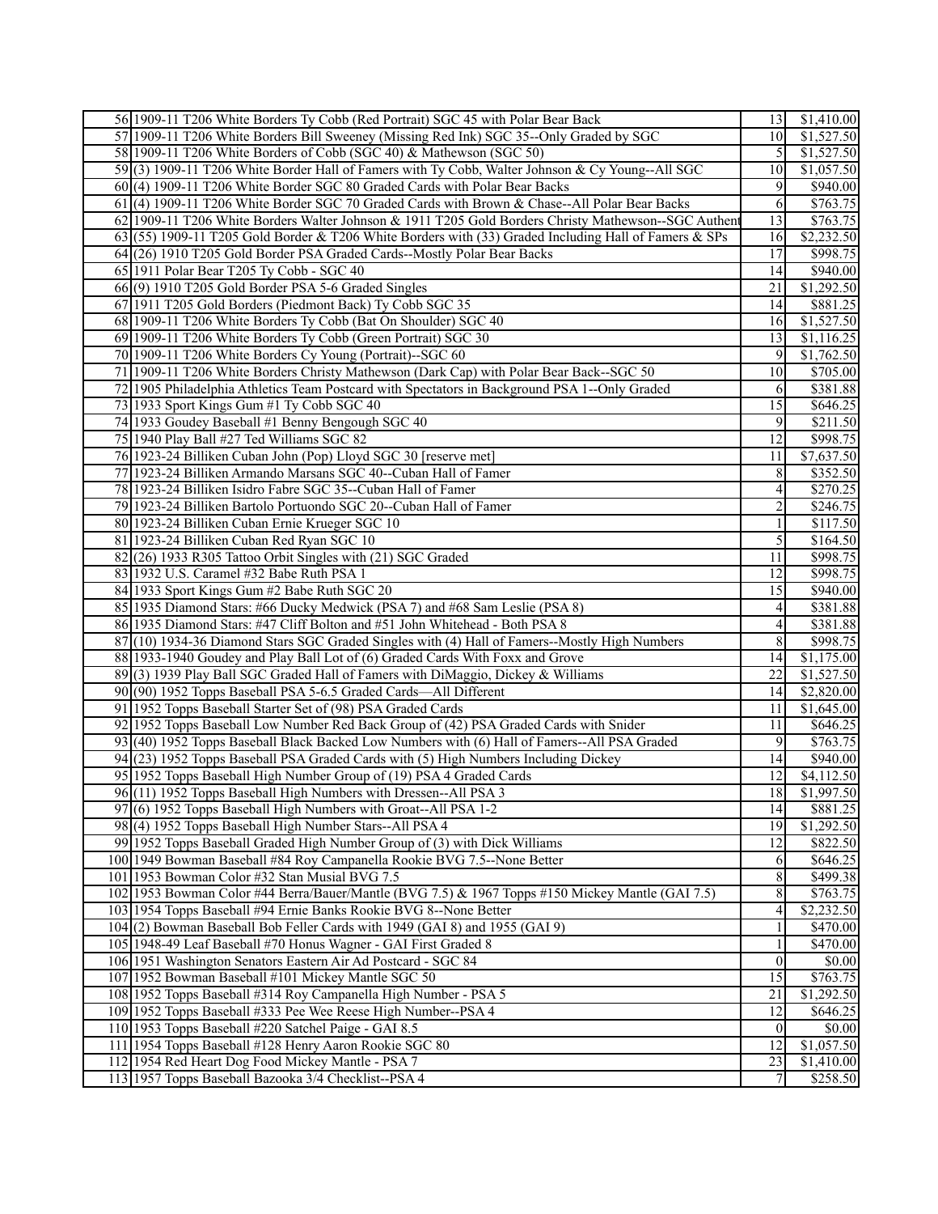| | | | |
|---|---|---|---|
| 56 | 1909-11 T206 White Borders Ty Cobb (Red Portrait) SGC 45 with Polar Bear Back | 13 | $1,410.00 |
| 57 | 1909-11 T206 White Borders Bill Sweeney (Missing Red Ink) SGC 35--Only Graded by SGC | 10 | $1,527.50 |
| 58 | 1909-11 T206 White Borders of Cobb (SGC 40) & Mathewson (SGC 50) | 5 | $1,527.50 |
| 59 | (3) 1909-11 T206 White Border Hall of Famers with Ty Cobb, Walter Johnson & Cy Young--All SGC | 10 | $1,057.50 |
| 60 | (4) 1909-11 T206 White Border SGC 80 Graded Cards with Polar Bear Backs | 9 | $940.00 |
| 61 | (4) 1909-11 T206 White Border SGC 70 Graded Cards with Brown & Chase--All Polar Bear Backs | 6 | $763.75 |
| 62 | 1909-11 T206 White Borders Walter Johnson & 1911 T205 Gold Borders Christy Mathewson--SGC Authent | 13 | $763.75 |
| 63 | (55) 1909-11 T205 Gold Border & T206 White Borders with (33) Graded Including Hall of Famers & SPs | 16 | $2,232.50 |
| 64 | (26) 1910 T205 Gold Border PSA Graded Cards--Mostly Polar Bear Backs | 17 | $998.75 |
| 65 | 1911 Polar Bear T205 Ty Cobb - SGC 40 | 14 | $940.00 |
| 66 | (9) 1910 T205 Gold Border PSA 5-6 Graded Singles | 21 | $1,292.50 |
| 67 | 1911 T205 Gold Borders (Piedmont Back) Ty Cobb SGC 35 | 14 | $881.25 |
| 68 | 1909-11 T206 White Borders Ty Cobb (Bat On Shoulder) SGC 40 | 16 | $1,527.50 |
| 69 | 1909-11 T206 White Borders Ty Cobb (Green Portrait) SGC 30 | 13 | $1,116.25 |
| 70 | 1909-11 T206 White Borders Cy Young (Portrait)--SGC 60 | 9 | $1,762.50 |
| 71 | 1909-11 T206 White Borders Christy Mathewson (Dark Cap) with Polar Bear Back--SGC 50 | 10 | $705.00 |
| 72 | 1905 Philadelphia Athletics Team Postcard with Spectators in Background PSA 1--Only Graded | 6 | $381.88 |
| 73 | 1933 Sport Kings Gum #1 Ty Cobb SGC 40 | 15 | $646.25 |
| 74 | 1933 Goudey Baseball #1 Benny Bengough SGC 40 | 9 | $211.50 |
| 75 | 1940 Play Ball #27 Ted Williams SGC 82 | 12 | $998.75 |
| 76 | 1923-24 Billiken Cuban John (Pop) Lloyd SGC 30 [reserve met] | 11 | $7,637.50 |
| 77 | 1923-24 Billiken Armando Marsans SGC 40--Cuban Hall of Famer | 8 | $352.50 |
| 78 | 1923-24 Billiken Isidro Fabre SGC 35--Cuban Hall of Famer | 4 | $270.25 |
| 79 | 1923-24 Billiken Bartolo Portuondo SGC 20--Cuban Hall of Famer | 2 | $246.75 |
| 80 | 1923-24 Billiken Cuban Ernie Krueger SGC 10 | 1 | $117.50 |
| 81 | 1923-24 Billiken Cuban Red Ryan SGC 10 | 5 | $164.50 |
| 82 | (26) 1933 R305 Tattoo Orbit Singles with (21) SGC Graded | 11 | $998.75 |
| 83 | 1932 U.S. Caramel #32 Babe Ruth PSA 1 | 12 | $998.75 |
| 84 | 1933 Sport Kings Gum #2 Babe Ruth SGC 20 | 15 | $940.00 |
| 85 | 1935 Diamond Stars: #66 Ducky Medwick (PSA 7) and #68 Sam Leslie (PSA 8) | 4 | $381.88 |
| 86 | 1935 Diamond Stars: #47 Cliff Bolton and #51 John Whitehead - Both PSA 8 | 4 | $381.88 |
| 87 | (10) 1934-36 Diamond Stars SGC Graded Singles with (4) Hall of Famers--Mostly High Numbers | 8 | $998.75 |
| 88 | 1933-1940 Goudey and Play Ball Lot of (6) Graded Cards With Foxx and Grove | 14 | $1,175.00 |
| 89 | (3) 1939 Play Ball SGC Graded Hall of Famers with DiMaggio, Dickey & Williams | 22 | $1,527.50 |
| 90 | (90) 1952 Topps Baseball PSA 5-6.5 Graded Cards—All Different | 14 | $2,820.00 |
| 91 | 1952 Topps Baseball Starter Set of (98) PSA Graded Cards | 11 | $1,645.00 |
| 92 | 1952 Topps Baseball Low Number Red Back Group of (42) PSA Graded Cards with Snider | 11 | $646.25 |
| 93 | (40) 1952 Topps Baseball Black Backed Low Numbers with (6) Hall of Famers--All PSA Graded | 9 | $763.75 |
| 94 | (23) 1952 Topps Baseball PSA Graded Cards with (5) High Numbers Including Dickey | 14 | $940.00 |
| 95 | 1952 Topps Baseball High Number Group of (19) PSA 4 Graded Cards | 12 | $4,112.50 |
| 96 | (11) 1952 Topps Baseball High Numbers with Dressen--All PSA 3 | 18 | $1,997.50 |
| 97 | (6) 1952 Topps Baseball High Numbers with Groat--All PSA 1-2 | 14 | $881.25 |
| 98 | (4) 1952 Topps Baseball High Number Stars--All PSA 4 | 19 | $1,292.50 |
| 99 | 1952 Topps Baseball Graded High Number Group of (3) with Dick Williams | 12 | $822.50 |
| 100 | 1949 Bowman Baseball #84 Roy Campanella Rookie BVG 7.5--None Better | 6 | $646.25 |
| 101 | 1953 Bowman Color #32 Stan Musial BVG 7.5 | 8 | $499.38 |
| 102 | 1953 Bowman Color #44 Berra/Bauer/Mantle (BVG 7.5) & 1967 Topps #150 Mickey Mantle (GAI 7.5) | 8 | $763.75 |
| 103 | 1954 Topps Baseball #94 Ernie Banks Rookie BVG 8--None Better | 4 | $2,232.50 |
| 104 | (2) Bowman Baseball Bob Feller Cards with 1949 (GAI 8) and 1955 (GAI 9) | 1 | $470.00 |
| 105 | 1948-49 Leaf Baseball #70 Honus Wagner - GAI First Graded 8 | 1 | $470.00 |
| 106 | 1951 Washington Senators Eastern Air Ad Postcard - SGC 84 | 0 | $0.00 |
| 107 | 1952 Bowman Baseball #101 Mickey Mantle SGC 50 | 15 | $763.75 |
| 108 | 1952 Topps Baseball #314 Roy Campanella High Number - PSA 5 | 21 | $1,292.50 |
| 109 | 1952 Topps Baseball #333 Pee Wee Reese High Number--PSA 4 | 12 | $646.25 |
| 110 | 1953 Topps Baseball #220 Satchel Paige - GAI 8.5 | 0 | $0.00 |
| 111 | 1954 Topps Baseball #128 Henry Aaron Rookie SGC 80 | 12 | $1,057.50 |
| 112 | 1954 Red Heart Dog Food Mickey Mantle - PSA 7 | 23 | $1,410.00 |
| 113 | 1957 Topps Baseball Bazooka 3/4 Checklist--PSA 4 | 7 | $258.50 |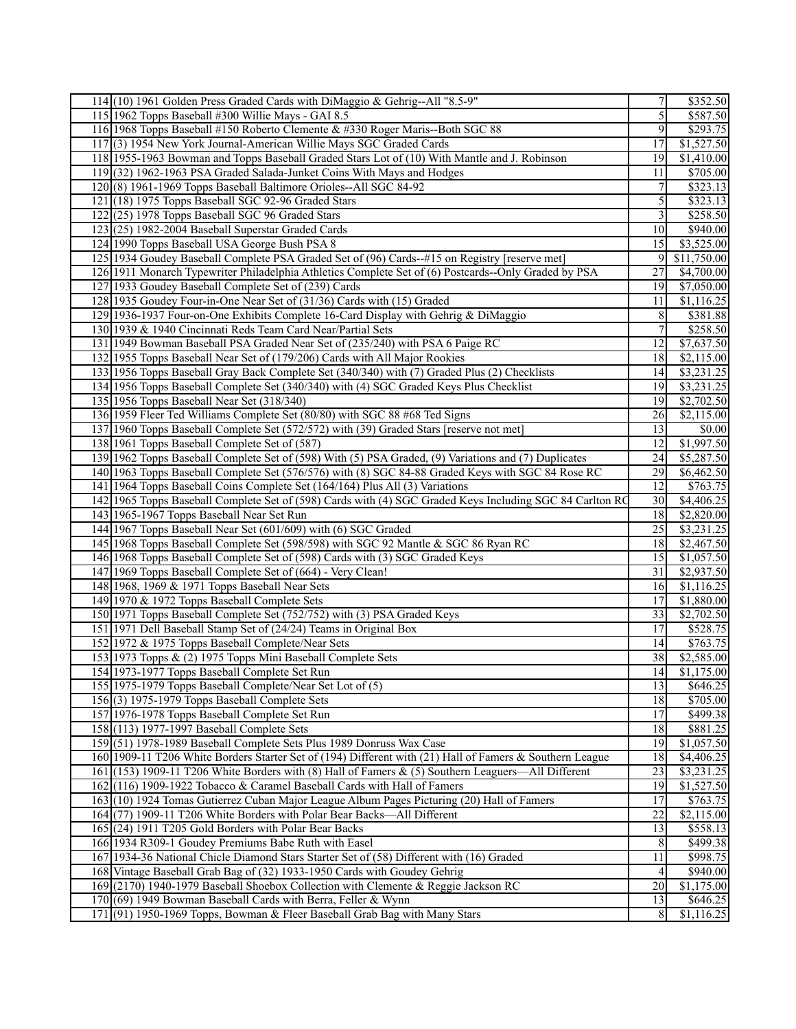| | | | |
|---|---|---|---|
| 114 | (10) 1961 Golden Press Graded Cards with DiMaggio & Gehrig--All "8.5-9" | 7 | $352.50 |
| 115 | 1962 Topps Baseball #300 Willie Mays - GAI 8.5 | 5 | $587.50 |
| 116 | 1968 Topps Baseball #150 Roberto Clemente & #330 Roger Maris--Both SGC 88 | 9 | $293.75 |
| 117 | (3) 1954 New York Journal-American Willie Mays SGC Graded Cards | 17 | $1,527.50 |
| 118 | 1955-1963 Bowman and Topps Baseball Graded Stars Lot of (10) With Mantle and J. Robinson | 19 | $1,410.00 |
| 119 | (32) 1962-1963 PSA Graded Salada-Junket Coins With Mays and Hodges | 11 | $705.00 |
| 120 | (8) 1961-1969 Topps Baseball Baltimore Orioles--All SGC 84-92 | 7 | $323.13 |
| 121 | (18) 1975 Topps Baseball SGC 92-96 Graded Stars | 5 | $323.13 |
| 122 | (25) 1978 Topps Baseball SGC 96 Graded Stars | 3 | $258.50 |
| 123 | (25) 1982-2004 Baseball Superstar Graded Cards | 10 | $940.00 |
| 124 | 1990 Topps Baseball USA George Bush PSA 8 | 15 | $3,525.00 |
| 125 | 1934 Goudey Baseball Complete PSA Graded Set of (96) Cards--#15 on Registry [reserve met] | 9 | $11,750.00 |
| 126 | 1911 Monarch Typewriter Philadelphia Athletics Complete Set of (6) Postcards--Only Graded by PSA | 27 | $4,700.00 |
| 127 | 1933 Goudey Baseball Complete Set of (239) Cards | 19 | $7,050.00 |
| 128 | 1935 Goudey Four-in-One Near Set of (31/36) Cards with (15) Graded | 11 | $1,116.25 |
| 129 | 1936-1937 Four-on-One Exhibits Complete 16-Card Display with Gehrig & DiMaggio | 8 | $381.88 |
| 130 | 1939 & 1940 Cincinnati Reds Team Card Near/Partial Sets | 7 | $258.50 |
| 131 | 1949 Bowman Baseball PSA Graded Near Set of (235/240) with PSA 6 Paige RC | 12 | $7,637.50 |
| 132 | 1955 Topps Baseball Near Set of (179/206) Cards with All Major Rookies | 18 | $2,115.00 |
| 133 | 1956 Topps Baseball Gray Back Complete Set (340/340) with (7) Graded Plus (2) Checklists | 14 | $3,231.25 |
| 134 | 1956 Topps Baseball Complete Set (340/340) with (4) SGC Graded Keys Plus Checklist | 19 | $3,231.25 |
| 135 | 1956 Topps Baseball Near Set (318/340) | 19 | $2,702.50 |
| 136 | 1959 Fleer Ted Williams Complete Set (80/80) with SGC 88 #68 Ted Signs | 26 | $2,115.00 |
| 137 | 1960 Topps Baseball Complete Set (572/572) with (39) Graded Stars [reserve not met] | 13 | $0.00 |
| 138 | 1961 Topps Baseball Complete Set of (587) | 12 | $1,997.50 |
| 139 | 1962 Topps Baseball Complete Set of (598) With (5) PSA Graded, (9) Variations and (7) Duplicates | 24 | $5,287.50 |
| 140 | 1963 Topps Baseball Complete Set (576/576) with (8) SGC 84-88 Graded Keys with SGC 84 Rose RC | 29 | $6,462.50 |
| 141 | 1964 Topps Baseball Coins Complete Set (164/164) Plus All (3) Variations | 12 | $763.75 |
| 142 | 1965 Topps Baseball Complete Set of (598) Cards with (4) SGC Graded Keys Including SGC 84 Carlton RC | 30 | $4,406.25 |
| 143 | 1965-1967 Topps Baseball Near Set Run | 18 | $2,820.00 |
| 144 | 1967 Topps Baseball Near Set (601/609) with (6) SGC Graded | 25 | $3,231.25 |
| 145 | 1968 Topps Baseball Complete Set (598/598) with SGC 92 Mantle & SGC 86 Ryan RC | 18 | $2,467.50 |
| 146 | 1968 Topps Baseball Complete Set of (598) Cards with (3) SGC Graded Keys | 15 | $1,057.50 |
| 147 | 1969 Topps Baseball Complete Set of (664) - Very Clean! | 31 | $2,937.50 |
| 148 | 1968, 1969 & 1971 Topps Baseball Near Sets | 16 | $1,116.25 |
| 149 | 1970 & 1972 Topps Baseball Complete Sets | 17 | $1,880.00 |
| 150 | 1971 Topps Baseball Complete Set (752/752) with (3) PSA Graded Keys | 33 | $2,702.50 |
| 151 | 1971 Dell Baseball Stamp Set of (24/24) Teams in Original Box | 17 | $528.75 |
| 152 | 1972 & 1975 Topps Baseball Complete/Near Sets | 14 | $763.75 |
| 153 | 1973 Topps & (2) 1975 Topps Mini Baseball Complete Sets | 38 | $2,585.00 |
| 154 | 1973-1977 Topps Baseball Complete Set Run | 14 | $1,175.00 |
| 155 | 1975-1979 Topps Baseball Complete/Near Set Lot of (5) | 13 | $646.25 |
| 156 | (3) 1975-1979 Topps Baseball Complete Sets | 18 | $705.00 |
| 157 | 1976-1978 Topps Baseball Complete Set Run | 17 | $499.38 |
| 158 | (113) 1977-1997 Baseball Complete Sets | 18 | $881.25 |
| 159 | (51) 1978-1989 Baseball Complete Sets Plus 1989 Donruss Wax Case | 19 | $1,057.50 |
| 160 | 1909-11 T206 White Borders Starter Set of (194) Different with (21) Hall of Famers & Southern League | 18 | $4,406.25 |
| 161 | (153) 1909-11 T206 White Borders with (8) Hall of Famers & (5) Southern Leaguers—All Different | 23 | $3,231.25 |
| 162 | (116) 1909-1922 Tobacco & Caramel Baseball Cards with Hall of Famers | 19 | $1,527.50 |
| 163 | (10) 1924 Tomas Gutierrez Cuban Major League Album Pages Picturing (20) Hall of Famers | 17 | $763.75 |
| 164 | (77) 1909-11 T206 White Borders with Polar Bear Backs—All Different | 22 | $2,115.00 |
| 165 | (24) 1911 T205 Gold Borders with Polar Bear Backs | 13 | $558.13 |
| 166 | 1934 R309-1 Goudey Premiums Babe Ruth with Easel | 8 | $499.38 |
| 167 | 1934-36 National Chicle Diamond Stars Starter Set of (58) Different with (16) Graded | 11 | $998.75 |
| 168 | Vintage Baseball Grab Bag of (32) 1933-1950 Cards with Goudey Gehrig | 4 | $940.00 |
| 169 | (2170) 1940-1979 Baseball Shoebox Collection with Clemente & Reggie Jackson RC | 20 | $1,175.00 |
| 170 | (69) 1949 Bowman Baseball Cards with Berra, Feller & Wynn | 13 | $646.25 |
| 171 | (91) 1950-1969 Topps, Bowman & Fleer Baseball Grab Bag with Many Stars | 8 | $1,116.25 |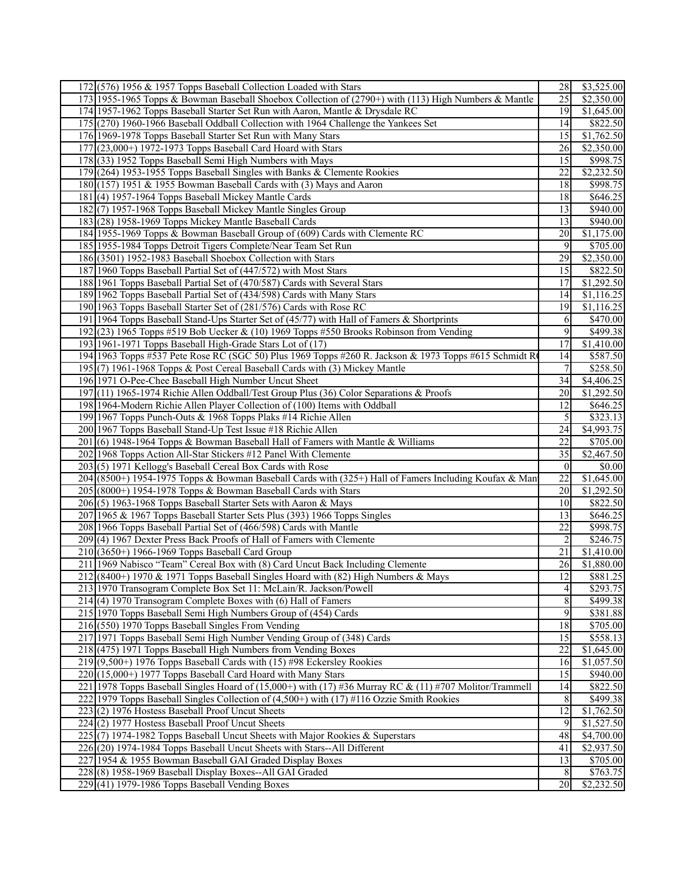| | | | |
|---|---|---|---|
| 172 | (576) 1956 & 1957 Topps Baseball Collection Loaded with Stars | 28 | $3,525.00 |
| 173 | 1955-1965 Topps & Bowman Baseball Shoebox Collection of (2790+) with (113) High Numbers & Mantle | 25 | $2,350.00 |
| 174 | 1957-1962 Topps Baseball Starter Set Run with Aaron, Mantle & Drysdale RC | 19 | $1,645.00 |
| 175 | (270) 1960-1966 Baseball Oddball Collection with 1964 Challenge the Yankees Set | 14 | $822.50 |
| 176 | 1969-1978 Topps Baseball Starter Set Run with Many Stars | 15 | $1,762.50 |
| 177 | (23,000+) 1972-1973 Topps Baseball Card Hoard with Stars | 26 | $2,350.00 |
| 178 | (33) 1952 Topps Baseball Semi High Numbers with Mays | 15 | $998.75 |
| 179 | (264) 1953-1955 Topps Baseball Singles with Banks & Clemente Rookies | 22 | $2,232.50 |
| 180 | (157) 1951 & 1955 Bowman Baseball Cards with (3) Mays and Aaron | 18 | $998.75 |
| 181 | (4) 1957-1964 Topps Baseball Mickey Mantle Cards | 18 | $646.25 |
| 182 | (7) 1957-1968 Topps Baseball Mickey Mantle Singles Group | 13 | $940.00 |
| 183 | (28) 1958-1969 Topps Mickey Mantle Baseball Cards | 13 | $940.00 |
| 184 | 1955-1969 Topps & Bowman Baseball Group of (609) Cards with Clemente RC | 20 | $1,175.00 |
| 185 | 1955-1984 Topps Detroit Tigers Complete/Near Team Set Run | 9 | $705.00 |
| 186 | (3501) 1952-1983 Baseball Shoebox Collection with Stars | 29 | $2,350.00 |
| 187 | 1960 Topps Baseball Partial Set of (447/572) with Most Stars | 15 | $822.50 |
| 188 | 1961 Topps Baseball Partial Set of (470/587) Cards with Several Stars | 17 | $1,292.50 |
| 189 | 1962 Topps Baseball Partial Set of (434/598) Cards with Many Stars | 14 | $1,116.25 |
| 190 | 1963 Topps Baseball Starter Set of (281/576) Cards with Rose RC | 19 | $1,116.25 |
| 191 | 1964 Topps Baseball Stand-Ups Starter Set of (45/77) with Hall of Famers & Shortprints | 6 | $470.00 |
| 192 | (23) 1965 Topps #519 Bob Uecker & (10) 1969 Topps #550 Brooks Robinson from Vending | 9 | $499.38 |
| 193 | 1961-1971 Topps Baseball High-Grade Stars Lot of (17) | 17 | $1,410.00 |
| 194 | 1963 Topps #537 Pete Rose RC (SGC 50) Plus 1969 Topps #260 R. Jackson & 1973 Topps #615 Schmidt R | 14 | $587.50 |
| 195 | (7) 1961-1968 Topps & Post Cereal Baseball Cards with (3) Mickey Mantle | 7 | $258.50 |
| 196 | 1971 O-Pee-Chee Baseball High Number Uncut Sheet | 34 | $4,406.25 |
| 197 | (11) 1965-1974 Richie Allen Oddball/Test Group Plus (36) Color Separations & Proofs | 20 | $1,292.50 |
| 198 | 1964-Modern Richie Allen Player Collection of (100) Items with Oddball | 12 | $646.25 |
| 199 | 1967 Topps Punch-Outs & 1968 Topps Plaks #14 Richie Allen | 5 | $323.13 |
| 200 | 1967 Topps Baseball Stand-Up Test Issue #18 Richie Allen | 24 | $4,993.75 |
| 201 | (6) 1948-1964 Topps & Bowman Baseball Hall of Famers with Mantle & Williams | 22 | $705.00 |
| 202 | 1968 Topps Action All-Star Stickers #12 Panel With Clemente | 35 | $2,467.50 |
| 203 | (5) 1971 Kellogg's Baseball Cereal Box Cards with Rose | 0 | $0.00 |
| 204 | (8500+) 1954-1975 Topps & Bowman Baseball Cards with (325+) Hall of Famers Including Koufax & Man | 22 | $1,645.00 |
| 205 | (8000+) 1954-1978 Topps & Bowman Baseball Cards with Stars | 20 | $1,292.50 |
| 206 | (5) 1963-1968 Topps Baseball Starter Sets with Aaron & Mays | 10 | $822.50 |
| 207 | 1965 & 1967 Topps Baseball Starter Sets Plus (393) 1966 Topps Singles | 13 | $646.25 |
| 208 | 1966 Topps Baseball Partial Set of (466/598) Cards with Mantle | 22 | $998.75 |
| 209 | (4) 1967 Dexter Press Back Proofs of Hall of Famers with Clemente | 2 | $246.75 |
| 210 | (3650+) 1966-1969 Topps Baseball Card Group | 21 | $1,410.00 |
| 211 | 1969 Nabisco "Team" Cereal Box with (8) Card Uncut Back Including Clemente | 26 | $1,880.00 |
| 212 | (8400+) 1970 & 1971 Topps Baseball Singles Hoard with (82) High Numbers & Mays | 12 | $881.25 |
| 213 | 1970 Transogram Complete Box Set 11: McLain/R. Jackson/Powell | 4 | $293.75 |
| 214 | (4) 1970 Transogram Complete Boxes with (6) Hall of Famers | 8 | $499.38 |
| 215 | 1970 Topps Baseball Semi High Numbers Group of (454) Cards | 9 | $381.88 |
| 216 | (550) 1970 Topps Baseball Singles From Vending | 18 | $705.00 |
| 217 | 1971 Topps Baseball Semi High Number Vending Group of (348) Cards | 15 | $558.13 |
| 218 | (475) 1971 Topps Baseball High Numbers from Vending Boxes | 22 | $1,645.00 |
| 219 | (9,500+) 1976 Topps Baseball Cards with (15) #98 Eckersley Rookies | 16 | $1,057.50 |
| 220 | (15,000+) 1977 Topps Baseball Card Hoard with Many Stars | 15 | $940.00 |
| 221 | 1978 Topps Baseball Singles Hoard of (15,000+) with (17) #36 Murray RC & (11) #707 Molitor/Trammell | 14 | $822.50 |
| 222 | 1979 Topps Baseball Singles Collection of (4,500+) with (17) #116 Ozzie Smith Rookies | 8 | $499.38 |
| 223 | (2) 1976 Hostess Baseball Proof Uncut Sheets | 12 | $1,762.50 |
| 224 | (2) 1977 Hostess Baseball Proof Uncut Sheets | 9 | $1,527.50 |
| 225 | (7) 1974-1982 Topps Baseball Uncut Sheets with Major Rookies & Superstars | 48 | $4,700.00 |
| 226 | (20) 1974-1984 Topps Baseball Uncut Sheets with Stars--All Different | 41 | $2,937.50 |
| 227 | 1954 & 1955 Bowman Baseball GAI Graded Display Boxes | 13 | $705.00 |
| 228 | (8) 1958-1969 Baseball Display Boxes--All GAI Graded | 8 | $763.75 |
| 229 | (41) 1979-1986 Topps Baseball Vending Boxes | 20 | $2,232.50 |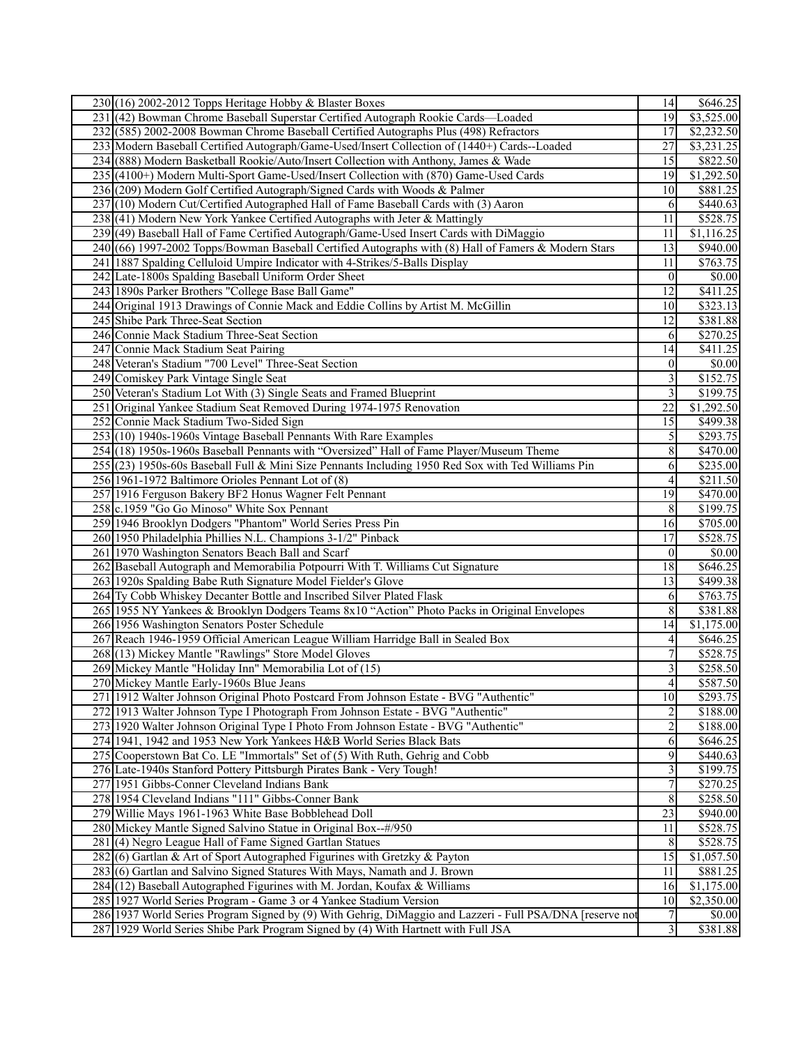| | | | |
|---|---|---|---|
| 230 | (16) 2002-2012 Topps Heritage Hobby & Blaster Boxes | 14 | $646.25 |
| 231 | (42) Bowman Chrome Baseball Superstar Certified Autograph Rookie Cards—Loaded | 19 | $3,525.00 |
| 232 | (585) 2002-2008 Bowman Chrome Baseball Certified Autographs Plus (498) Refractors | 17 | $2,232.50 |
| 233 | Modern Baseball Certified Autograph/Game-Used/Insert Collection of (1440+) Cards--Loaded | 27 | $3,231.25 |
| 234 | (888) Modern Basketball Rookie/Auto/Insert Collection with Anthony, James & Wade | 15 | $822.50 |
| 235 | (4100+) Modern Multi-Sport Game-Used/Insert Collection with (870) Game-Used Cards | 19 | $1,292.50 |
| 236 | (209) Modern Golf Certified Autograph/Signed Cards with Woods & Palmer | 10 | $881.25 |
| 237 | (10) Modern Cut/Certified Autographed Hall of Fame Baseball Cards with (3) Aaron | 6 | $440.63 |
| 238 | (41) Modern New York Yankee Certified Autographs with Jeter & Mattingly | 11 | $528.75 |
| 239 | (49) Baseball Hall of Fame Certified Autograph/Game-Used Insert Cards with DiMaggio | 11 | $1,116.25 |
| 240 | (66) 1997-2002 Topps/Bowman Baseball Certified Autographs with (8) Hall of Famers & Modern Stars | 13 | $940.00 |
| 241 | 1887 Spalding Celluloid Umpire Indicator with 4-Strikes/5-Balls Display | 11 | $763.75 |
| 242 | Late-1800s Spalding Baseball Uniform Order Sheet | 0 | $0.00 |
| 243 | 1890s Parker Brothers "College Base Ball Game" | 12 | $411.25 |
| 244 | Original 1913 Drawings of Connie Mack and Eddie Collins by Artist M. McGillin | 10 | $323.13 |
| 245 | Shibe Park Three-Seat Section | 12 | $381.88 |
| 246 | Connie Mack Stadium Three-Seat Section | 6 | $270.25 |
| 247 | Connie Mack Stadium Seat Pairing | 14 | $411.25 |
| 248 | Veteran's Stadium "700 Level" Three-Seat Section | 0 | $0.00 |
| 249 | Comiskey Park Vintage Single Seat | 3 | $152.75 |
| 250 | Veteran's Stadium Lot With (3) Single Seats and Framed Blueprint | 3 | $199.75 |
| 251 | Original Yankee Stadium Seat Removed During 1974-1975 Renovation | 22 | $1,292.50 |
| 252 | Connie Mack Stadium Two-Sided Sign | 15 | $499.38 |
| 253 | (10) 1940s-1960s Vintage Baseball Pennants With Rare Examples | 5 | $293.75 |
| 254 | (18) 1950s-1960s Baseball Pennants with "Oversized" Hall of Fame Player/Museum Theme | 8 | $470.00 |
| 255 | (23) 1950s-60s Baseball Full & Mini Size Pennants Including 1950 Red Sox with Ted Williams Pin | 6 | $235.00 |
| 256 | 1961-1972 Baltimore Orioles Pennant Lot of (8) | 4 | $211.50 |
| 257 | 1916 Ferguson Bakery BF2 Honus Wagner Felt Pennant | 19 | $470.00 |
| 258 | c.1959 "Go Go Minoso" White Sox Pennant | 8 | $199.75 |
| 259 | 1946 Brooklyn Dodgers "Phantom" World Series Press Pin | 16 | $705.00 |
| 260 | 1950 Philadelphia Phillies N.L. Champions 3-1/2" Pinback | 17 | $528.75 |
| 261 | 1970 Washington Senators Beach Ball and Scarf | 0 | $0.00 |
| 262 | Baseball Autograph and Memorabilia Potpourri With T. Williams Cut Signature | 18 | $646.25 |
| 263 | 1920s Spalding Babe Ruth Signature Model Fielder's Glove | 13 | $499.38 |
| 264 | Ty Cobb Whiskey Decanter Bottle and Inscribed Silver Plated Flask | 6 | $763.75 |
| 265 | 1955 NY Yankees & Brooklyn Dodgers Teams 8x10 "Action" Photo Packs in Original Envelopes | 8 | $381.88 |
| 266 | 1956 Washington Senators Poster Schedule | 14 | $1,175.00 |
| 267 | Reach 1946-1959 Official American League William Harridge Ball in Sealed Box | 4 | $646.25 |
| 268 | (13) Mickey Mantle "Rawlings" Store Model Gloves | 7 | $528.75 |
| 269 | Mickey Mantle "Holiday Inn" Memorabilia Lot of (15) | 3 | $258.50 |
| 270 | Mickey Mantle Early-1960s Blue Jeans | 4 | $587.50 |
| 271 | 1912 Walter Johnson Original Photo Postcard From Johnson Estate - BVG "Authentic" | 10 | $293.75 |
| 272 | 1913 Walter Johnson Type I Photograph From Johnson Estate - BVG "Authentic" | 2 | $188.00 |
| 273 | 1920 Walter Johnson Original Type I Photo From Johnson Estate - BVG "Authentic" | 2 | $188.00 |
| 274 | 1941, 1942 and 1953 New York Yankees H&B World Series Black Bats | 6 | $646.25 |
| 275 | Cooperstown Bat Co. LE "Immortals" Set of (5) With Ruth, Gehrig and Cobb | 9 | $440.63 |
| 276 | Late-1940s Stanford Pottery Pittsburgh Pirates Bank - Very Tough! | 3 | $199.75 |
| 277 | 1951 Gibbs-Conner Cleveland Indians Bank | 7 | $270.25 |
| 278 | 1954 Cleveland Indians "111" Gibbs-Conner Bank | 8 | $258.50 |
| 279 | Willie Mays 1961-1963 White Base Bobblehead Doll | 23 | $940.00 |
| 280 | Mickey Mantle Signed Salvino Statue in Original Box--#/950 | 11 | $528.75 |
| 281 | (4) Negro League Hall of Fame Signed Gartlan Statues | 8 | $528.75 |
| 282 | (6) Gartlan & Art of Sport Autographed Figurines with Gretzky & Payton | 15 | $1,057.50 |
| 283 | (6) Gartlan and Salvino Signed Statures With Mays, Namath and J. Brown | 11 | $881.25 |
| 284 | (12) Baseball Autographed Figurines with M. Jordan, Koufax & Williams | 16 | $1,175.00 |
| 285 | 1927 World Series Program - Game 3 or 4 Yankee Stadium Version | 10 | $2,350.00 |
| 286 | 1937 World Series Program Signed by (9) With Gehrig, DiMaggio and Lazzeri - Full PSA/DNA [reserve not | 7 | $0.00 |
| 287 | 1929 World Series Shibe Park Program Signed by (4) With Hartnett with Full JSA | 3 | $381.88 |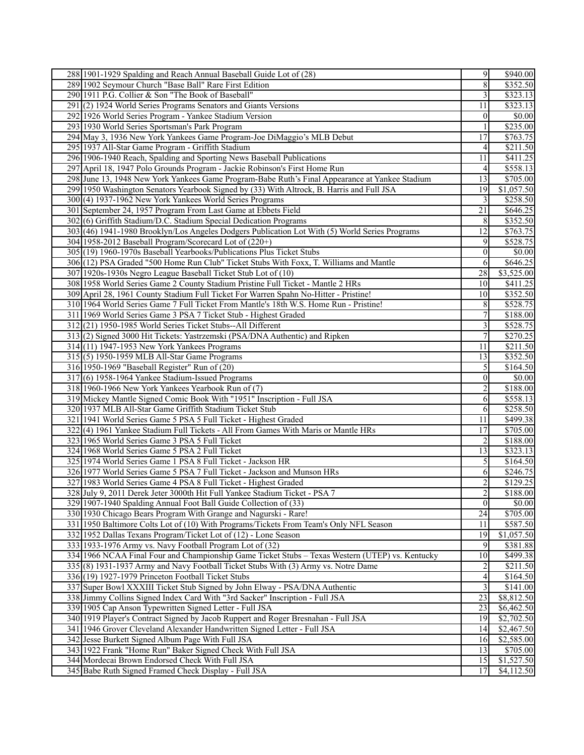| | | | |
|---|---|---|---|
| 288 | 1901-1929 Spalding and Reach Annual Baseball Guide Lot of (28) | 9 | $940.00 |
| 289 | 1902 Seymour Church "Base Ball" Rare First Edition | 8 | $352.50 |
| 290 | 1911 P.G. Collier & Son "The Book of Baseball" | 3 | $323.13 |
| 291 | (2) 1924 World Series Programs Senators and Giants Versions | 11 | $323.13 |
| 292 | 1926 World Series Program - Yankee Stadium Version | 0 | $0.00 |
| 293 | 1930 World Series Sportsman's Park Program | 1 | $235.00 |
| 294 | May 3, 1936 New York Yankees Game Program-Joe DiMaggio's MLB Debut | 17 | $763.75 |
| 295 | 1937 All-Star Game Program - Griffith Stadium | 4 | $211.50 |
| 296 | 1906-1940 Reach, Spalding and Sporting News Baseball Publications | 11 | $411.25 |
| 297 | April 18, 1947 Polo Grounds Program - Jackie Robinson's First Home Run | 4 | $558.13 |
| 298 | June 13, 1948 New York Yankees Game Program-Babe Ruth's Final Appearance at Yankee Stadium | 13 | $705.00 |
| 299 | 1950 Washington Senators Yearbook Signed by (33) With Altrock, B. Harris and Full JSA | 19 | $1,057.50 |
| 300 | (4) 1937-1962 New York Yankees World Series Programs | 3 | $258.50 |
| 301 | September 24, 1957 Program From Last Game at Ebbets Field | 21 | $646.25 |
| 302 | (6) Griffith Stadium/D.C. Stadium Special Dedication Programs | 8 | $352.50 |
| 303 | (46) 1941-1980 Brooklyn/Los Angeles Dodgers Publication Lot With (5) World Series Programs | 12 | $763.75 |
| 304 | 1958-2012 Baseball Program/Scorecard Lot of (220+) | 9 | $528.75 |
| 305 | (19) 1960-1970s Baseball Yearbooks/Publications Plus Ticket Stubs | 0 | $0.00 |
| 306 | (12) PSA Graded "500 Home Run Club" Ticket Stubs With Foxx, T. Williams and Mantle | 6 | $646.25 |
| 307 | 1920s-1930s Negro League Baseball Ticket Stub Lot of (10) | 28 | $3,525.00 |
| 308 | 1958 World Series Game 2 County Stadium Pristine Full Ticket - Mantle 2 HRs | 10 | $411.25 |
| 309 | April 28, 1961 County Stadium Full Ticket For Warren Spahn No-Hitter - Pristine! | 10 | $352.50 |
| 310 | 1964 World Series Game 7 Full Ticket From Mantle's 18th W.S. Home Run - Pristine! | 8 | $528.75 |
| 311 | 1969 World Series Game 3 PSA 7 Ticket Stub - Highest Graded | 7 | $188.00 |
| 312 | (21) 1950-1985 World Series Ticket Stubs--All Different | 3 | $528.75 |
| 313 | (2) Signed 3000 Hit Tickets: Yastrzemski (PSA/DNA Authentic) and Ripken | 7 | $270.25 |
| 314 | (11) 1947-1953 New York Yankees Programs | 11 | $211.50 |
| 315 | (5) 1950-1959 MLB All-Star Game Programs | 13 | $352.50 |
| 316 | 1950-1969 "Baseball Register" Run of (20) | 5 | $164.50 |
| 317 | (6) 1958-1964 Yankee Stadium-Issued Programs | 0 | $0.00 |
| 318 | 1960-1966 New York Yankees Yearbook Run of (7) | 2 | $188.00 |
| 319 | Mickey Mantle Signed Comic Book With "1951" Inscription - Full JSA | 6 | $558.13 |
| 320 | 1937 MLB All-Star Game Griffith Stadium Ticket Stub | 6 | $258.50 |
| 321 | 1941 World Series Game 5 PSA 5 Full Ticket - Highest Graded | 11 | $499.38 |
| 322 | (4) 1961 Yankee Stadium Full Tickets - All From Games With Maris or Mantle HRs | 17 | $705.00 |
| 323 | 1965 World Series Game 3 PSA 5 Full Ticket | 2 | $188.00 |
| 324 | 1968 World Series Game 5 PSA 2 Full Ticket | 13 | $323.13 |
| 325 | 1974 World Series Game 1 PSA 8 Full Ticket - Jackson HR | 5 | $164.50 |
| 326 | 1977 World Series Game 5 PSA 7 Full Ticket - Jackson and Munson HRs | 6 | $246.75 |
| 327 | 1983 World Series Game 4 PSA 8 Full Ticket - Highest Graded | 2 | $129.25 |
| 328 | July 9, 2011 Derek Jeter 3000th Hit Full Yankee Stadium Ticket - PSA 7 | 2 | $188.00 |
| 329 | 1907-1940 Spalding Annual Foot Ball Guide Collection of (33) | 0 | $0.00 |
| 330 | 1930 Chicago Bears Program With Grange and Nagurski - Rare! | 24 | $705.00 |
| 331 | 1950 Baltimore Colts Lot of (10) With Programs/Tickets From Team's Only NFL Season | 11 | $587.50 |
| 332 | 1952 Dallas Texans Program/Ticket Lot of (12) - Lone Season | 19 | $1,057.50 |
| 333 | 1933-1976 Army vs. Navy Football Program Lot of (32) | 9 | $381.88 |
| 334 | 1966 NCAA Final Four and Championship Game Ticket Stubs – Texas Western (UTEP) vs. Kentucky | 10 | $499.38 |
| 335 | (8) 1931-1937 Army and Navy Football Ticket Stubs With (3) Army vs. Notre Dame | 2 | $211.50 |
| 336 | (19) 1927-1979 Princeton Football Ticket Stubs | 4 | $164.50 |
| 337 | Super Bowl XXXIII Ticket Stub Signed by John Elway - PSA/DNA Authentic | 3 | $141.00 |
| 338 | Jimmy Collins Signed Index Card With "3rd Sacker" Inscription - Full JSA | 23 | $8,812.50 |
| 339 | 1905 Cap Anson Typewritten Signed Letter - Full JSA | 23 | $6,462.50 |
| 340 | 1919 Player's Contract Signed by Jacob Ruppert and Roger Bresnahan - Full JSA | 19 | $2,702.50 |
| 341 | 1946 Grover Cleveland Alexander Handwritten Signed Letter - Full JSA | 14 | $2,467.50 |
| 342 | Jesse Burkett Signed Album Page With Full JSA | 16 | $2,585.00 |
| 343 | 1922 Frank "Home Run" Baker Signed Check With Full JSA | 13 | $705.00 |
| 344 | Mordecai Brown Endorsed Check With Full JSA | 15 | $1,527.50 |
| 345 | Babe Ruth Signed Framed Check Display - Full JSA | 17 | $4,112.50 |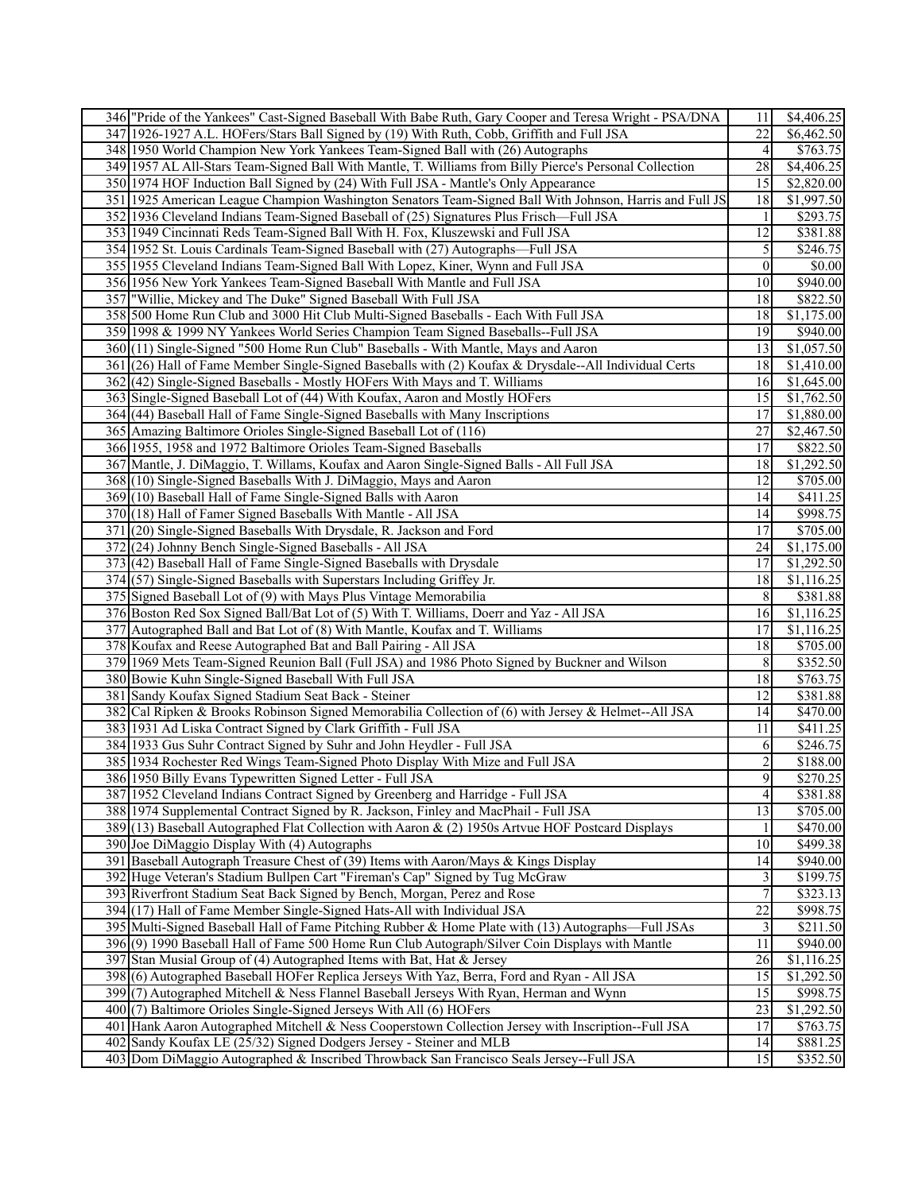| | | | |
|---|---|---|---|
| 346 | "Pride of the Yankees" Cast-Signed Baseball With Babe Ruth, Gary Cooper and Teresa Wright - PSA/DNA | 11 | $4,406.25 |
| 347 | 1926-1927 A.L. HOFers/Stars Ball Signed by (19) With Ruth, Cobb, Griffith and Full JSA | 22 | $6,462.50 |
| 348 | 1950 World Champion New York Yankees Team-Signed Ball with (26) Autographs | 4 | $763.75 |
| 349 | 1957 AL All-Stars Team-Signed Ball With Mantle, T. Williams from Billy Pierce's Personal Collection | 28 | $4,406.25 |
| 350 | 1974 HOF Induction Ball Signed by (24) With Full JSA - Mantle's Only Appearance | 15 | $2,820.00 |
| 351 | 1925 American League Champion Washington Senators Team-Signed Ball With Johnson, Harris and Full JS | 18 | $1,997.50 |
| 352 | 1936 Cleveland Indians Team-Signed Baseball of (25) Signatures Plus Frisch—Full JSA | 1 | $293.75 |
| 353 | 1949 Cincinnati Reds Team-Signed Ball With H. Fox, Kluszewski and Full JSA | 12 | $381.88 |
| 354 | 1952 St. Louis Cardinals Team-Signed Baseball with (27) Autographs—Full JSA | 5 | $246.75 |
| 355 | 1955 Cleveland Indians Team-Signed Ball With Lopez, Kiner, Wynn and Full JSA | 0 | $0.00 |
| 356 | 1956 New York Yankees Team-Signed Baseball With Mantle and Full JSA | 10 | $940.00 |
| 357 | "Willie, Mickey and The Duke" Signed Baseball With Full JSA | 18 | $822.50 |
| 358 | 500 Home Run Club and 3000 Hit Club Multi-Signed Baseballs - Each With Full JSA | 18 | $1,175.00 |
| 359 | 1998 & 1999 NY Yankees World Series Champion Team Signed Baseballs--Full JSA | 19 | $940.00 |
| 360 | (11) Single-Signed "500 Home Run Club" Baseballs - With Mantle, Mays and Aaron | 13 | $1,057.50 |
| 361 | (26) Hall of Fame Member Single-Signed Baseballs with (2) Koufax & Drysdale--All Individual Certs | 18 | $1,410.00 |
| 362 | (42) Single-Signed Baseballs - Mostly HOFers With Mays and T. Williams | 16 | $1,645.00 |
| 363 | Single-Signed Baseball Lot of (44) With Koufax, Aaron and Mostly HOFers | 15 | $1,762.50 |
| 364 | (44) Baseball Hall of Fame Single-Signed Baseballs with Many Inscriptions | 17 | $1,880.00 |
| 365 | Amazing Baltimore Orioles Single-Signed Baseball Lot of (116) | 27 | $2,467.50 |
| 366 | 1955, 1958 and 1972 Baltimore Orioles Team-Signed Baseballs | 17 | $822.50 |
| 367 | Mantle, J. DiMaggio, T. Willams, Koufax and Aaron Single-Signed Balls - All Full JSA | 18 | $1,292.50 |
| 368 | (10) Single-Signed Baseballs With J. DiMaggio, Mays and Aaron | 12 | $705.00 |
| 369 | (10) Baseball Hall of Fame Single-Signed Balls with Aaron | 14 | $411.25 |
| 370 | (18) Hall of Famer Signed Baseballs With Mantle - All JSA | 14 | $998.75 |
| 371 | (20) Single-Signed Baseballs With Drysdale, R. Jackson and Ford | 17 | $705.00 |
| 372 | (24) Johnny Bench Single-Signed Baseballs - All JSA | 24 | $1,175.00 |
| 373 | (42) Baseball Hall of Fame Single-Signed Baseballs with Drysdale | 17 | $1,292.50 |
| 374 | (57) Single-Signed Baseballs with Superstars Including Griffey Jr. | 18 | $1,116.25 |
| 375 | Signed Baseball Lot of (9) with Mays Plus Vintage Memorabilia | 8 | $381.88 |
| 376 | Boston Red Sox Signed Ball/Bat Lot of (5) With T. Williams, Doerr and Yaz - All JSA | 16 | $1,116.25 |
| 377 | Autographed Ball and Bat Lot of (8) With Mantle, Koufax and T. Williams | 17 | $1,116.25 |
| 378 | Koufax and Reese Autographed Bat and Ball Pairing - All JSA | 18 | $705.00 |
| 379 | 1969 Mets Team-Signed Reunion Ball (Full JSA) and 1986 Photo Signed by Buckner and Wilson | 8 | $352.50 |
| 380 | Bowie Kuhn Single-Signed Baseball With Full JSA | 18 | $763.75 |
| 381 | Sandy Koufax Signed Stadium Seat Back - Steiner | 12 | $381.88 |
| 382 | Cal Ripken & Brooks Robinson Signed Memorabilia Collection of (6) with Jersey & Helmet--All JSA | 14 | $470.00 |
| 383 | 1931 Ad Liska Contract Signed by Clark Griffith - Full JSA | 11 | $411.25 |
| 384 | 1933 Gus Suhr Contract Signed by Suhr and John Heydler - Full JSA | 6 | $246.75 |
| 385 | 1934 Rochester Red Wings Team-Signed Photo Display With Mize and Full JSA | 2 | $188.00 |
| 386 | 1950 Billy Evans Typewritten Signed Letter - Full JSA | 9 | $270.25 |
| 387 | 1952 Cleveland Indians Contract Signed by Greenberg and Harridge - Full JSA | 4 | $381.88 |
| 388 | 1974 Supplemental Contract Signed by R. Jackson, Finley and MacPhail - Full JSA | 13 | $705.00 |
| 389 | (13) Baseball Autographed Flat Collection with Aaron & (2) 1950s Artvue HOF Postcard Displays | 1 | $470.00 |
| 390 | Joe DiMaggio Display With (4) Autographs | 10 | $499.38 |
| 391 | Baseball Autograph Treasure Chest of (39) Items with Aaron/Mays & Kings Display | 14 | $940.00 |
| 392 | Huge Veteran's Stadium Bullpen Cart "Fireman's Cap" Signed by Tug McGraw | 3 | $199.75 |
| 393 | Riverfront Stadium Seat Back Signed by Bench, Morgan, Perez and Rose | 7 | $323.13 |
| 394 | (17) Hall of Fame Member Single-Signed Hats-All with Individual JSA | 22 | $998.75 |
| 395 | Multi-Signed Baseball Hall of Fame Pitching Rubber & Home Plate with (13) Autographs—Full JSAs | 3 | $211.50 |
| 396 | (9) 1990 Baseball Hall of Fame 500 Home Run Club Autograph/Silver Coin Displays with Mantle | 11 | $940.00 |
| 397 | Stan Musial Group of (4) Autographed Items with Bat, Hat & Jersey | 26 | $1,116.25 |
| 398 | (6) Autographed Baseball HOFer Replica Jerseys With Yaz, Berra, Ford and Ryan - All JSA | 15 | $1,292.50 |
| 399 | (7) Autographed Mitchell & Ness Flannel Baseball Jerseys With Ryan, Herman and Wynn | 15 | $998.75 |
| 400 | (7) Baltimore Orioles Single-Signed Jerseys With All (6) HOFers | 23 | $1,292.50 |
| 401 | Hank Aaron Autographed Mitchell & Ness Cooperstown Collection Jersey with Inscription--Full JSA | 17 | $763.75 |
| 402 | Sandy Koufax LE (25/32) Signed Dodgers Jersey - Steiner and MLB | 14 | $881.25 |
| 403 | Dom DiMaggio Autographed & Inscribed Throwback San Francisco Seals Jersey--Full JSA | 15 | $352.50 |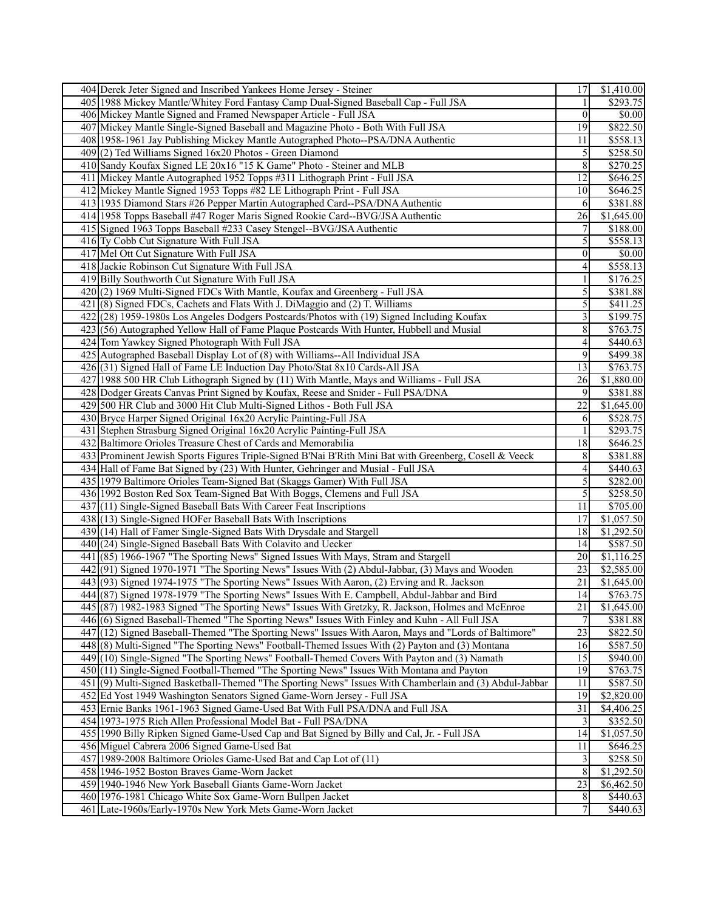| | | | |
|---|---|---|---|
| 404 | Derek Jeter Signed and Inscribed Yankees Home Jersey - Steiner | 17 | $1,410.00 |
| 405 | 1988 Mickey Mantle/Whitey Ford Fantasy Camp Dual-Signed Baseball Cap - Full JSA | 1 | $293.75 |
| 406 | Mickey Mantle Signed and Framed Newspaper Article - Full JSA | 0 | $0.00 |
| 407 | Mickey Mantle Single-Signed Baseball and Magazine Photo - Both With Full JSA | 19 | $822.50 |
| 408 | 1958-1961 Jay Publishing Mickey Mantle Autographed Photo--PSA/DNA Authentic | 11 | $558.13 |
| 409 | (2) Ted Williams Signed 16x20 Photos - Green Diamond | 5 | $258.50 |
| 410 | Sandy Koufax Signed LE 20x16 "15 K Game" Photo - Steiner and MLB | 8 | $270.25 |
| 411 | Mickey Mantle Autographed 1952 Topps #311 Lithograph Print - Full JSA | 12 | $646.25 |
| 412 | Mickey Mantle Signed 1953 Topps #82 LE Lithograph Print - Full JSA | 10 | $646.25 |
| 413 | 1935 Diamond Stars #26 Pepper Martin Autographed Card--PSA/DNA Authentic | 6 | $381.88 |
| 414 | 1958 Topps Baseball #47 Roger Maris Signed Rookie Card--BVG/JSA Authentic | 26 | $1,645.00 |
| 415 | Signed 1963 Topps Baseball #233 Casey Stengel--BVG/JSA Authentic | 7 | $188.00 |
| 416 | Ty Cobb Cut Signature With Full JSA | 5 | $558.13 |
| 417 | Mel Ott Cut Signature With Full JSA | 0 | $0.00 |
| 418 | Jackie Robinson Cut Signature With Full JSA | 4 | $558.13 |
| 419 | Billy Southworth Cut Signature With Full JSA | 1 | $176.25 |
| 420 | (2) 1969 Multi-Signed FDCs With Mantle, Koufax and Greenberg - Full JSA | 5 | $381.88 |
| 421 | (8) Signed FDCs, Cachets and Flats With J. DiMaggio and (2) T. Williams | 5 | $411.25 |
| 422 | (28) 1959-1980s Los Angeles Dodgers Postcards/Photos with (19) Signed Including Koufax | 3 | $199.75 |
| 423 | (56) Autographed Yellow Hall of Fame Plaque Postcards With Hunter, Hubbell and Musial | 8 | $763.75 |
| 424 | Tom Yawkey Signed Photograph With Full JSA | 4 | $440.63 |
| 425 | Autographed Baseball Display Lot of (8) with Williams--All Individual JSA | 9 | $499.38 |
| 426 | (31) Signed Hall of Fame LE Induction Day Photo/Stat 8x10 Cards-All JSA | 13 | $763.75 |
| 427 | 1988 500 HR Club Lithograph Signed by (11) With Mantle, Mays and Williams - Full JSA | 26 | $1,880.00 |
| 428 | Dodger Greats Canvas Print Signed by Koufax, Reese and Snider - Full PSA/DNA | 9 | $381.88 |
| 429 | 500 HR Club and 3000 Hit Club Multi-Signed Lithos - Both Full JSA | 22 | $1,645.00 |
| 430 | Bryce Harper Signed Original 16x20 Acrylic Painting-Full JSA | 6 | $528.75 |
| 431 | Stephen Strasburg Signed Original 16x20 Acrylic Painting-Full JSA | 1 | $293.75 |
| 432 | Baltimore Orioles Treasure Chest of Cards and Memorabilia | 18 | $646.25 |
| 433 | Prominent Jewish Sports Figures Triple-Signed B'Nai B'Rith Mini Bat with Greenberg, Cosell & Veeck | 8 | $381.88 |
| 434 | Hall of Fame Bat Signed by (23) With Hunter, Gehringer and Musial - Full JSA | 4 | $440.63 |
| 435 | 1979 Baltimore Orioles Team-Signed Bat (Skaggs Gamer) With Full JSA | 5 | $282.00 |
| 436 | 1992 Boston Red Sox Team-Signed Bat With Boggs, Clemens and Full JSA | 5 | $258.50 |
| 437 | (11) Single-Signed Baseball Bats With Career Feat Inscriptions | 11 | $705.00 |
| 438 | (13) Single-Signed HOFer Baseball Bats With Inscriptions | 17 | $1,057.50 |
| 439 | (14) Hall of Famer Single-Signed Bats With Drysdale and Stargell | 18 | $1,292.50 |
| 440 | (24) Single-Signed Baseball Bats With Colavito and Uecker | 14 | $587.50 |
| 441 | (85) 1966-1967 "The Sporting News" Signed Issues With Mays, Stram and Stargell | 20 | $1,116.25 |
| 442 | (91) Signed 1970-1971 "The Sporting News" Issues With (2) Abdul-Jabbar, (3) Mays and Wooden | 23 | $2,585.00 |
| 443 | (93) Signed 1974-1975 "The Sporting News" Issues With Aaron, (2) Erving and R. Jackson | 21 | $1,645.00 |
| 444 | (87) Signed 1978-1979 "The Sporting News" Issues With E. Campbell, Abdul-Jabbar and Bird | 14 | $763.75 |
| 445 | (87) 1982-1983 Signed "The Sporting News" Issues With Gretzky, R. Jackson, Holmes and McEnroe | 21 | $1,645.00 |
| 446 | (6) Signed Baseball-Themed "The Sporting News" Issues With Finley and Kuhn - All Full JSA | 7 | $381.88 |
| 447 | (12) Signed Baseball-Themed "The Sporting News" Issues With Aaron, Mays and "Lords of Baltimore" | 23 | $822.50 |
| 448 | (8) Multi-Signed "The Sporting News" Football-Themed Issues With (2) Payton and (3) Montana | 16 | $587.50 |
| 449 | (10) Single-Signed "The Sporting News" Football-Themed Covers With Payton and (3) Namath | 15 | $940.00 |
| 450 | (11) Single-Signed Football-Themed "The Sporting News" Issues With Montana and Payton | 19 | $763.75 |
| 451 | (9) Multi-Signed Basketball-Themed "The Sporting News" Issues With Chamberlain and (3) Abdul-Jabbar | 11 | $587.50 |
| 452 | Ed Yost 1949 Washington Senators Signed Game-Worn Jersey - Full JSA | 19 | $2,820.00 |
| 453 | Ernie Banks 1961-1963 Signed Game-Used Bat With Full PSA/DNA and Full JSA | 31 | $4,406.25 |
| 454 | 1973-1975 Rich Allen Professional Model Bat - Full PSA/DNA | 3 | $352.50 |
| 455 | 1990 Billy Ripken Signed Game-Used Cap and Bat Signed by Billy and Cal, Jr. - Full JSA | 14 | $1,057.50 |
| 456 | Miguel Cabrera 2006 Signed Game-Used Bat | 11 | $646.25 |
| 457 | 1989-2008 Baltimore Orioles Game-Used Bat and Cap Lot of (11) | 3 | $258.50 |
| 458 | 1946-1952 Boston Braves Game-Worn Jacket | 8 | $1,292.50 |
| 459 | 1940-1946 New York Baseball Giants Game-Worn Jacket | 23 | $6,462.50 |
| 460 | 1976-1981 Chicago White Sox Game-Worn Bullpen Jacket | 8 | $440.63 |
| 461 | Late-1960s/Early-1970s New York Mets Game-Worn Jacket | 7 | $440.63 |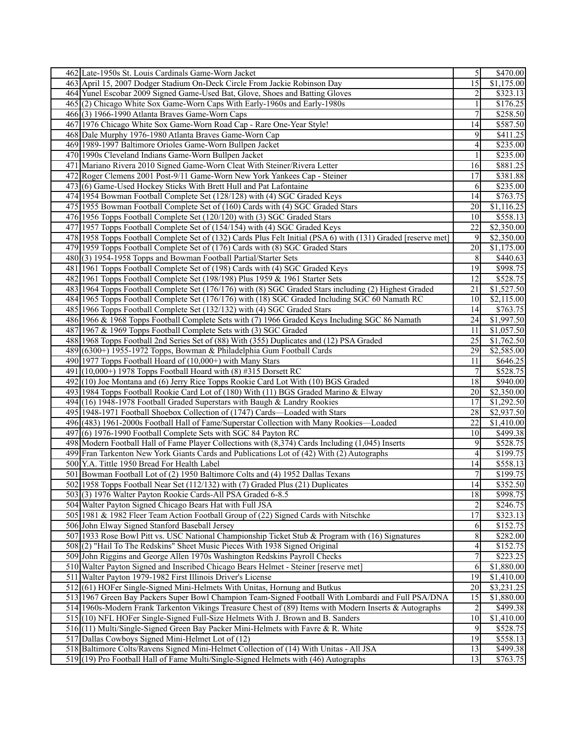| | | | |
|---|---|---|---|
| 462 | Late-1950s St. Louis Cardinals Game-Worn Jacket | 5 | $470.00 |
| 463 | April 15, 2007 Dodger Stadium On-Deck Circle From Jackie Robinson Day | 15 | $1,175.00 |
| 464 | Yunel Escobar 2009 Signed Game-Used Bat, Glove, Shoes and Batting Gloves | 2 | $323.13 |
| 465 | (2) Chicago White Sox Game-Worn Caps With Early-1960s and Early-1980s | 1 | $176.25 |
| 466 | (3) 1966-1990 Atlanta Braves Game-Worn Caps | 7 | $258.50 |
| 467 | 1976 Chicago White Sox Game-Worn Road Cap - Rare One-Year Style! | 14 | $587.50 |
| 468 | Dale Murphy 1976-1980 Atlanta Braves Game-Worn Cap | 9 | $411.25 |
| 469 | 1989-1997 Baltimore Orioles Game-Worn Bullpen Jacket | 4 | $235.00 |
| 470 | 1990s Cleveland Indians Game-Worn Bullpen Jacket | 1 | $235.00 |
| 471 | Mariano Rivera 2010 Signed Game-Worn Cleat With Steiner/Rivera Letter | 16 | $881.25 |
| 472 | Roger Clemens 2001 Post-9/11 Game-Worn New York Yankees Cap - Steiner | 17 | $381.88 |
| 473 | (6) Game-Used Hockey Sticks With Brett Hull and Pat Lafontaine | 6 | $235.00 |
| 474 | 1954 Bowman Football Complete Set (128/128) with (4) SGC Graded Keys | 14 | $763.75 |
| 475 | 1955 Bowman Football Complete Set of (160) Cards with (4) SGC Graded Stars | 20 | $1,116.25 |
| 476 | 1956 Topps Football Complete Set (120/120) with (3) SGC Graded Stars | 10 | $558.13 |
| 477 | 1957 Topps Football Complete Set of (154/154) with (4) SGC Graded Keys | 22 | $2,350.00 |
| 478 | 1958 Topps Football Complete Set of (132) Cards Plus Felt Initial (PSA 6) with (131) Graded [reserve met] | 9 | $2,350.00 |
| 479 | 1959 Topps Football Complete Set of (176) Cards with (8) SGC Graded Stars | 20 | $1,175.00 |
| 480 | (3) 1954-1958 Topps and Bowman Football Partial/Starter Sets | 8 | $440.63 |
| 481 | 1961 Topps Football Complete Set of (198) Cards with (4) SGC Graded Keys | 19 | $998.75 |
| 482 | 1961 Topps Football Complete Set (198/198) Plus 1959 & 1961 Starter Sets | 12 | $528.75 |
| 483 | 1964 Topps Football Complete Set (176/176) with (8) SGC Graded Stars including (2) Highest Graded | 21 | $1,527.50 |
| 484 | 1965 Topps Football Complete Set (176/176) with (18) SGC Graded Including SGC 60 Namath RC | 10 | $2,115.00 |
| 485 | 1966 Topps Football Complete Set (132/132) with (4) SGC Graded Stars | 14 | $763.75 |
| 486 | 1966 & 1968 Topps Football Complete Sets with (7) 1966 Graded Keys Including SGC 86 Namath | 24 | $1,997.50 |
| 487 | 1967 & 1969 Topps Football Complete Sets with (3) SGC Graded | 11 | $1,057.50 |
| 488 | 1968 Topps Football 2nd Series Set of (88) With (355) Duplicates and (12) PSA Graded | 25 | $1,762.50 |
| 489 | (6300+) 1955-1972 Topps, Bowman & Philadelphia Gum Football Cards | 29 | $2,585.00 |
| 490 | 1977 Topps Football Hoard of (10,000+) with Many Stars | 11 | $646.25 |
| 491 | (10,000+) 1978 Topps Football Hoard with (8) #315 Dorsett RC | 7 | $528.75 |
| 492 | (10) Joe Montana and (6) Jerry Rice Topps Rookie Card Lot With (10) BGS Graded | 18 | $940.00 |
| 493 | 1984 Topps Football Rookie Card Lot of (180) With (11) BGS Graded Marino & Elway | 20 | $2,350.00 |
| 494 | (16) 1948-1978 Football Graded Superstars with Baugh & Landry Rookies | 17 | $1,292.50 |
| 495 | 1948-1971 Football Shoebox Collection of (1747) Cards—Loaded with Stars | 28 | $2,937.50 |
| 496 | (483) 1961-2000s Football Hall of Fame/Superstar Collection with Many Rookies—Loaded | 22 | $1,410.00 |
| 497 | (6) 1976-1990 Football Complete Sets with SGC 84 Payton RC | 10 | $499.38 |
| 498 | Modern Football Hall of Fame Player Collections with (8,374) Cards Including (1,045) Inserts | 9 | $528.75 |
| 499 | Fran Tarkenton New York Giants Cards and Publications Lot of (42) With (2) Autographs | 4 | $199.75 |
| 500 | Y.A. Tittle 1950 Bread For Health Label | 14 | $558.13 |
| 501 | Bowman Football Lot of (2) 1950 Baltimore Colts and (4) 1952 Dallas Texans | 7 | $199.75 |
| 502 | 1958 Topps Football Near Set (112/132) with (7) Graded Plus (21) Duplicates | 14 | $352.50 |
| 503 | (3) 1976 Walter Payton Rookie Cards-All PSA Graded 6-8.5 | 18 | $998.75 |
| 504 | Walter Payton Signed Chicago Bears Hat with Full JSA | 2 | $246.75 |
| 505 | 1981 & 1982 Fleer Team Action Football Group of (22) Signed Cards with Nitschke | 17 | $323.13 |
| 506 | John Elway Signed Stanford Baseball Jersey | 6 | $152.75 |
| 507 | 1933 Rose Bowl Pitt vs. USC National Championship Ticket Stub & Program with (16) Signatures | 8 | $282.00 |
| 508 | (2) "Hail To The Redskins" Sheet Music Pieces With 1938 Signed Original | 4 | $152.75 |
| 509 | John Riggins and George Allen 1970s Washington Redskins Payroll Checks | 7 | $223.25 |
| 510 | Walter Payton Signed and Inscribed Chicago Bears Helmet - Steiner [reserve met] | 6 | $1,880.00 |
| 511 | Walter Payton 1979-1982 First Illinois Driver's License | 19 | $1,410.00 |
| 512 | (61) HOFer Single-Signed Mini-Helmets With Unitas, Hornung and Butkus | 20 | $3,231.25 |
| 513 | 1967 Green Bay Packers Super Bowl Champion Team-Signed Football With Lombardi and Full PSA/DNA | 15 | $1,880.00 |
| 514 | 1960s-Modern Frank Tarkenton Vikings Treasure Chest of (89) Items with Modern Inserts & Autographs | 2 | $499.38 |
| 515 | (10) NFL HOFer Single-Signed Full-Size Helmets With J. Brown and B. Sanders | 10 | $1,410.00 |
| 516 | (11) Multi/Single-Signed Green Bay Packer Mini-Helmets with Favre & R. White | 9 | $528.75 |
| 517 | Dallas Cowboys Signed Mini-Helmet Lot of (12) | 19 | $558.13 |
| 518 | Baltimore Colts/Ravens Signed Mini-Helmet Collection of (14) With Unitas - All JSA | 13 | $499.38 |
| 519 | (19) Pro Football Hall of Fame Multi/Single-Signed Helmets with (46) Autographs | 13 | $763.75 |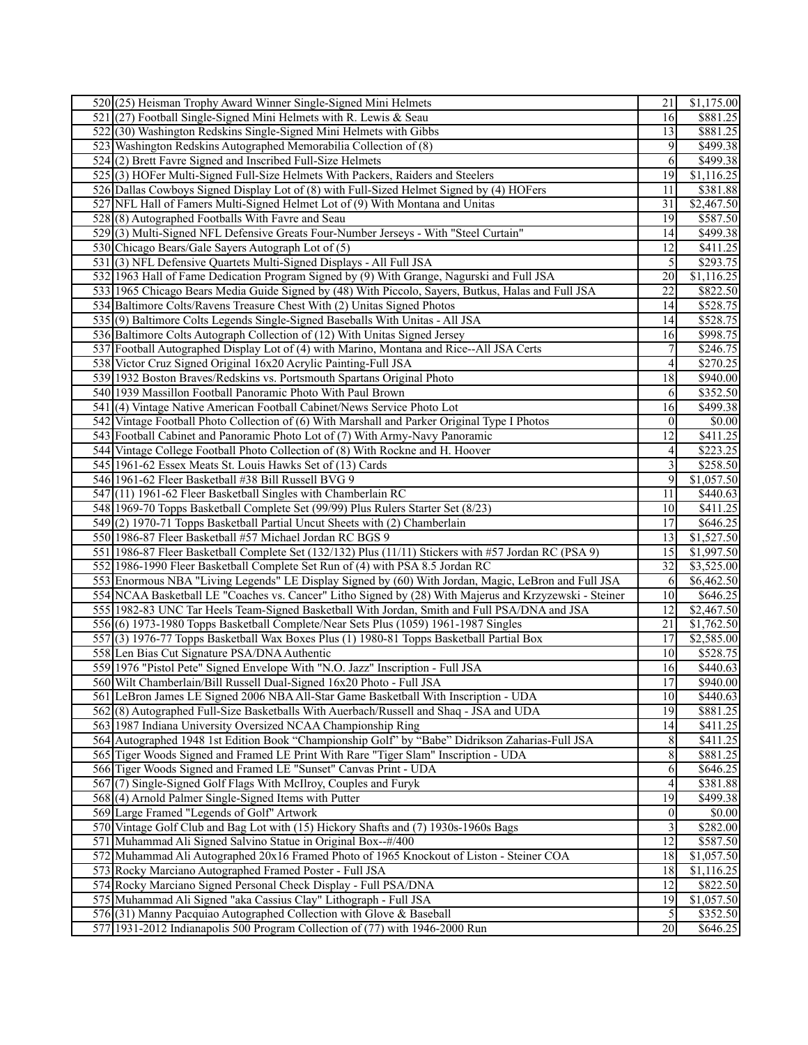| | | | |
|---|---|---|---|
| 520 | (25) Heisman Trophy Award Winner Single-Signed Mini Helmets | 21 | $1,175.00 |
| 521 | (27) Football Single-Signed Mini Helmets with R. Lewis & Seau | 16 | $881.25 |
| 522 | (30) Washington Redskins Single-Signed Mini Helmets with Gibbs | 13 | $881.25 |
| 523 | Washington Redskins Autographed Memorabilia Collection of (8) | 9 | $499.38 |
| 524 | (2) Brett Favre Signed and Inscribed Full-Size Helmets | 6 | $499.38 |
| 525 | (3) HOFer Multi-Signed Full-Size Helmets With Packers, Raiders and Steelers | 19 | $1,116.25 |
| 526 | Dallas Cowboys Signed Display Lot of (8) with Full-Sized Helmet Signed by (4) HOFers | 11 | $381.88 |
| 527 | NFL Hall of Famers Multi-Signed Helmet Lot of (9) With Montana and Unitas | 31 | $2,467.50 |
| 528 | (8) Autographed Footballs With Favre and Seau | 19 | $587.50 |
| 529 | (3) Multi-Signed NFL Defensive Greats Four-Number Jerseys - With "Steel Curtain" | 14 | $499.38 |
| 530 | Chicago Bears/Gale Sayers Autograph Lot of (5) | 12 | $411.25 |
| 531 | (3) NFL Defensive Quartets Multi-Signed Displays - All Full JSA | 5 | $293.75 |
| 532 | 1963 Hall of Fame Dedication Program Signed by (9) With Grange, Nagurski and Full JSA | 20 | $1,116.25 |
| 533 | 1965 Chicago Bears Media Guide Signed by (48) With Piccolo, Sayers, Butkus, Halas and Full JSA | 22 | $822.50 |
| 534 | Baltimore Colts/Ravens Treasure Chest With (2) Unitas Signed Photos | 14 | $528.75 |
| 535 | (9) Baltimore Colts Legends Single-Signed Baseballs With Unitas - All JSA | 14 | $528.75 |
| 536 | Baltimore Colts Autograph Collection of (12) With Unitas Signed Jersey | 16 | $998.75 |
| 537 | Football Autographed Display Lot of (4) with Marino, Montana and Rice--All JSA Certs | 7 | $246.75 |
| 538 | Victor Cruz Signed Original 16x20 Acrylic Painting-Full JSA | 4 | $270.25 |
| 539 | 1932 Boston Braves/Redskins vs. Portsmouth Spartans Original Photo | 18 | $940.00 |
| 540 | 1939 Massillon Football Panoramic Photo With Paul Brown | 6 | $352.50 |
| 541 | (4) Vintage Native American Football Cabinet/News Service Photo Lot | 16 | $499.38 |
| 542 | Vintage Football Photo Collection of (6) With Marshall and Parker Original Type I Photos | 0 | $0.00 |
| 543 | Football Cabinet and Panoramic Photo Lot of (7) With Army-Navy Panoramic | 12 | $411.25 |
| 544 | Vintage College Football Photo Collection of (8) With Rockne and H. Hoover | 4 | $223.25 |
| 545 | 1961-62 Essex Meats St. Louis Hawks Set of (13) Cards | 3 | $258.50 |
| 546 | 1961-62 Fleer Basketball #38 Bill Russell BVG 9 | 9 | $1,057.50 |
| 547 | (11) 1961-62 Fleer Basketball Singles with Chamberlain RC | 11 | $440.63 |
| 548 | 1969-70 Topps Basketball Complete Set (99/99) Plus Rulers Starter Set (8/23) | 10 | $411.25 |
| 549 | (2) 1970-71 Topps Basketball Partial Uncut Sheets with (2) Chamberlain | 17 | $646.25 |
| 550 | 1986-87 Fleer Basketball #57 Michael Jordan RC BGS 9 | 13 | $1,527.50 |
| 551 | 1986-87 Fleer Basketball Complete Set (132/132) Plus (11/11) Stickers with #57 Jordan RC (PSA 9) | 15 | $1,997.50 |
| 552 | 1986-1990 Fleer Basketball Complete Set Run of (4) with PSA 8.5 Jordan RC | 32 | $3,525.00 |
| 553 | Enormous NBA "Living Legends" LE Display Signed by (60) With Jordan, Magic, LeBron and Full JSA | 6 | $6,462.50 |
| 554 | NCAA Basketball LE "Coaches vs. Cancer" Litho Signed by (28) With Majerus and Krzyzewski - Steiner | 10 | $646.25 |
| 555 | 1982-83 UNC Tar Heels Team-Signed Basketball With Jordan, Smith and Full PSA/DNA and JSA | 12 | $2,467.50 |
| 556 | (6) 1973-1980 Topps Basketball Complete/Near Sets Plus (1059) 1961-1987 Singles | 21 | $1,762.50 |
| 557 | (3) 1976-77 Topps Basketball Wax Boxes Plus (1) 1980-81 Topps Basketball Partial Box | 17 | $2,585.00 |
| 558 | Len Bias Cut Signature PSA/DNA Authentic | 10 | $528.75 |
| 559 | 1976 "Pistol Pete" Signed Envelope With "N.O. Jazz" Inscription - Full JSA | 16 | $440.63 |
| 560 | Wilt Chamberlain/Bill Russell Dual-Signed 16x20 Photo - Full JSA | 17 | $940.00 |
| 561 | LeBron James LE Signed 2006 NBA All-Star Game Basketball With Inscription - UDA | 10 | $440.63 |
| 562 | (8) Autographed Full-Size Basketballs With Auerbach/Russell and Shaq - JSA and UDA | 19 | $881.25 |
| 563 | 1987 Indiana University Oversized NCAA Championship Ring | 14 | $411.25 |
| 564 | Autographed 1948 1st Edition Book "Championship Golf" by "Babe" Didrikson Zaharias-Full JSA | 8 | $411.25 |
| 565 | Tiger Woods Signed and Framed LE Print With Rare "Tiger Slam" Inscription - UDA | 8 | $881.25 |
| 566 | Tiger Woods Signed and Framed LE "Sunset" Canvas Print - UDA | 6 | $646.25 |
| 567 | (7) Single-Signed Golf Flags With McIlroy, Couples and Furyk | 4 | $381.88 |
| 568 | (4) Arnold Palmer Single-Signed Items with Putter | 19 | $499.38 |
| 569 | Large Framed "Legends of Golf" Artwork | 0 | $0.00 |
| 570 | Vintage Golf Club and Bag Lot with (15) Hickory Shafts and (7) 1930s-1960s Bags | 3 | $282.00 |
| 571 | Muhammad Ali Signed Salvino Statue in Original Box--#/400 | 12 | $587.50 |
| 572 | Muhammad Ali Autographed 20x16 Framed Photo of 1965 Knockout of Liston - Steiner COA | 18 | $1,057.50 |
| 573 | Rocky Marciano Autographed Framed Poster - Full JSA | 18 | $1,116.25 |
| 574 | Rocky Marciano Signed Personal Check Display - Full PSA/DNA | 12 | $822.50 |
| 575 | Muhammad Ali Signed "aka Cassius Clay" Lithograph - Full JSA | 19 | $1,057.50 |
| 576 | (31) Manny Pacquiao Autographed Collection with Glove & Baseball | 5 | $352.50 |
| 577 | 1931-2012 Indianapolis 500 Program Collection of (77) with 1946-2000 Run | 20 | $646.25 |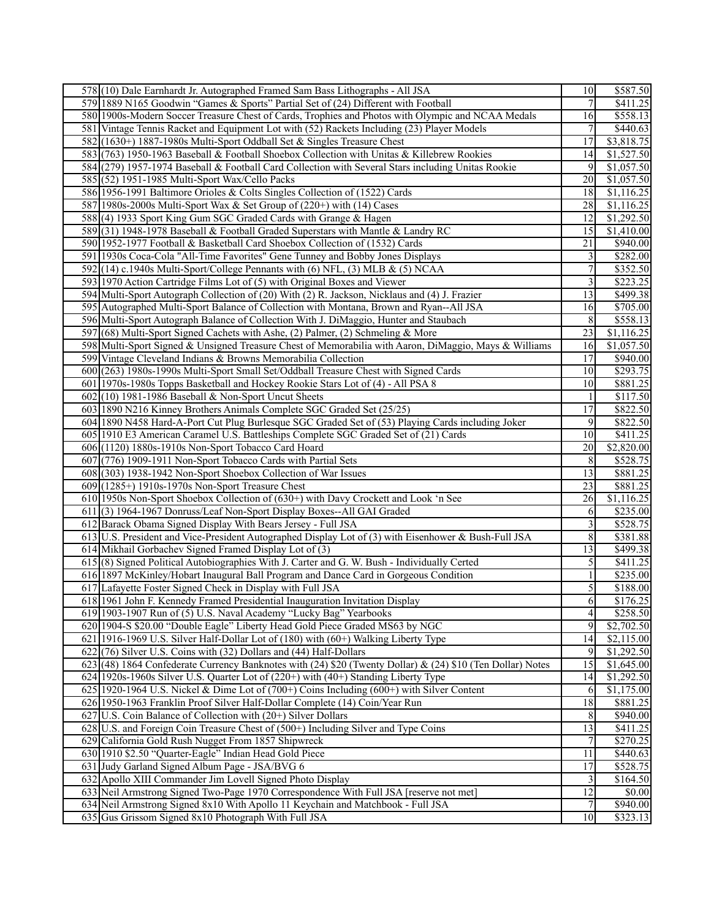| | | | |
|---|---|---|---|
| 578 | (10) Dale Earnhardt Jr. Autographed Framed Sam Bass Lithographs - All JSA | 10 | $587.50 |
| 579 | 1889 N165 Goodwin "Games & Sports" Partial Set of (24) Different with Football | 7 | $411.25 |
| 580 | 1900s-Modern Soccer Treasure Chest of Cards, Trophies and Photos with Olympic and NCAA Medals | 16 | $558.13 |
| 581 | Vintage Tennis Racket and Equipment Lot with (52) Rackets Including (23) Player Models | 7 | $440.63 |
| 582 | (1630+) 1887-1980s Multi-Sport Oddball Set & Singles Treasure Chest | 17 | $3,818.75 |
| 583 | (763) 1950-1963 Baseball & Football Shoebox Collection with Unitas & Killebrew Rookies | 14 | $1,527.50 |
| 584 | (279) 1957-1974 Baseball & Football Card Collection with Several Stars including Unitas Rookie | 9 | $1,057.50 |
| 585 | (52) 1951-1985 Multi-Sport Wax/Cello Packs | 20 | $1,057.50 |
| 586 | 1956-1991 Baltimore Orioles & Colts Singles Collection of (1522) Cards | 18 | $1,116.25 |
| 587 | 1980s-2000s Multi-Sport Wax & Set Group of (220+) with (14) Cases | 28 | $1,116.25 |
| 588 | (4) 1933 Sport King Gum SGC Graded Cards with Grange & Hagen | 12 | $1,292.50 |
| 589 | (31) 1948-1978 Baseball & Football Graded Superstars with Mantle & Landry RC | 15 | $1,410.00 |
| 590 | 1952-1977 Football & Basketball Card Shoebox Collection of (1532) Cards | 21 | $940.00 |
| 591 | 1930s Coca-Cola "All-Time Favorites" Gene Tunney and Bobby Jones Displays | 3 | $282.00 |
| 592 | (14) c.1940s Multi-Sport/College Pennants with (6) NFL, (3) MLB & (5) NCAA | 7 | $352.50 |
| 593 | 1970 Action Cartridge Films Lot of (5) with Original Boxes and Viewer | 3 | $223.25 |
| 594 | Multi-Sport Autograph Collection of (20) With (2) R. Jackson, Nicklaus and (4) J. Frazier | 13 | $499.38 |
| 595 | Autographed Multi-Sport Balance of Collection with Montana, Brown and Ryan--All JSA | 16 | $705.00 |
| 596 | Multi-Sport Autograph Balance of Collection With J. DiMaggio, Hunter and Staubach | 8 | $558.13 |
| 597 | (68) Multi-Sport Signed Cachets with Ashe, (2) Palmer, (2) Schmeling & More | 23 | $1,116.25 |
| 598 | Multi-Sport Signed & Unsigned Treasure Chest of Memorabilia with Aaron, DiMaggio, Mays & Williams | 16 | $1,057.50 |
| 599 | Vintage Cleveland Indians & Browns Memorabilia Collection | 17 | $940.00 |
| 600 | (263) 1980s-1990s Multi-Sport Small Set/Oddball Treasure Chest with Signed Cards | 10 | $293.75 |
| 601 | 1970s-1980s Topps Basketball and Hockey Rookie Stars Lot of (4) - All PSA 8 | 10 | $881.25 |
| 602 | (10) 1981-1986 Baseball & Non-Sport Uncut Sheets | 1 | $117.50 |
| 603 | 1890 N216 Kinney Brothers Animals Complete SGC Graded Set (25/25) | 17 | $822.50 |
| 604 | 1890 N458 Hard-A-Port Cut Plug Burlesque SGC Graded Set of (53) Playing Cards including Joker | 9 | $822.50 |
| 605 | 1910 E3 American Caramel U.S. Battleships Complete SGC Graded Set of (21) Cards | 10 | $411.25 |
| 606 | (1120) 1880s-1910s Non-Sport Tobacco Card Hoard | 20 | $2,820.00 |
| 607 | (776) 1909-1911 Non-Sport Tobacco Cards with Partial Sets | 8 | $528.75 |
| 608 | (303) 1938-1942 Non-Sport Shoebox Collection of War Issues | 13 | $881.25 |
| 609 | (1285+) 1910s-1970s Non-Sport Treasure Chest | 23 | $881.25 |
| 610 | 1950s Non-Sport Shoebox Collection of (630+) with Davy Crockett and Look 'n See | 26 | $1,116.25 |
| 611 | (3) 1964-1967 Donruss/Leaf Non-Sport Display Boxes--All GAI Graded | 6 | $235.00 |
| 612 | Barack Obama Signed Display With Bears Jersey - Full JSA | 3 | $528.75 |
| 613 | U.S. President and Vice-President Autographed Display Lot of (3) with Eisenhower & Bush-Full JSA | 8 | $381.88 |
| 614 | Mikhail Gorbachev Signed Framed Display Lot of (3) | 13 | $499.38 |
| 615 | (8) Signed Political Autobiographies With J. Carter and G. W. Bush - Individually Certed | 5 | $411.25 |
| 616 | 1897 McKinley/Hobart Inaugural Ball Program and Dance Card in Gorgeous Condition | 1 | $235.00 |
| 617 | Lafayette Foster Signed Check in Display with Full JSA | 5 | $188.00 |
| 618 | 1961 John F. Kennedy Framed Presidential Inauguration Invitation Display | 6 | $176.25 |
| 619 | 1903-1907 Run of (5) U.S. Naval Academy "Lucky Bag" Yearbooks | 4 | $258.50 |
| 620 | 1904-S $20.00 "Double Eagle" Liberty Head Gold Piece Graded MS63 by NGC | 9 | $2,702.50 |
| 621 | 1916-1969 U.S. Silver Half-Dollar Lot of (180) with (60+) Walking Liberty Type | 14 | $2,115.00 |
| 622 | (76) Silver U.S. Coins with (32) Dollars and (44) Half-Dollars | 9 | $1,292.50 |
| 623 | (48) 1864 Confederate Currency Banknotes with (24) $20 (Twenty Dollar) & (24) $10 (Ten Dollar) Notes | 15 | $1,645.00 |
| 624 | 1920s-1960s Silver U.S. Quarter Lot of (220+) with (40+) Standing Liberty Type | 14 | $1,292.50 |
| 625 | 1920-1964 U.S. Nickel & Dime Lot of (700+) Coins Including (600+) with Silver Content | 6 | $1,175.00 |
| 626 | 1950-1963 Franklin Proof Silver Half-Dollar Complete (14) Coin/Year Run | 18 | $881.25 |
| 627 | U.S. Coin Balance of Collection with (20+) Silver Dollars | 8 | $940.00 |
| 628 | U.S. and Foreign Coin Treasure Chest of (500+) Including Silver and Type Coins | 13 | $411.25 |
| 629 | California Gold Rush Nugget From 1857 Shipwreck | 7 | $270.25 |
| 630 | 1910 $2.50 "Quarter-Eagle" Indian Head Gold Piece | 11 | $440.63 |
| 631 | Judy Garland Signed Album Page - JSA/BVG 6 | 17 | $528.75 |
| 632 | Apollo XIII Commander Jim Lovell Signed Photo Display | 3 | $164.50 |
| 633 | Neil Armstrong Signed Two-Page 1970 Correspondence With Full JSA [reserve not met] | 12 | $0.00 |
| 634 | Neil Armstrong Signed 8x10 With Apollo 11 Keychain and Matchbook - Full JSA | 7 | $940.00 |
| 635 | Gus Grissom Signed 8x10 Photograph With Full JSA | 10 | $323.13 |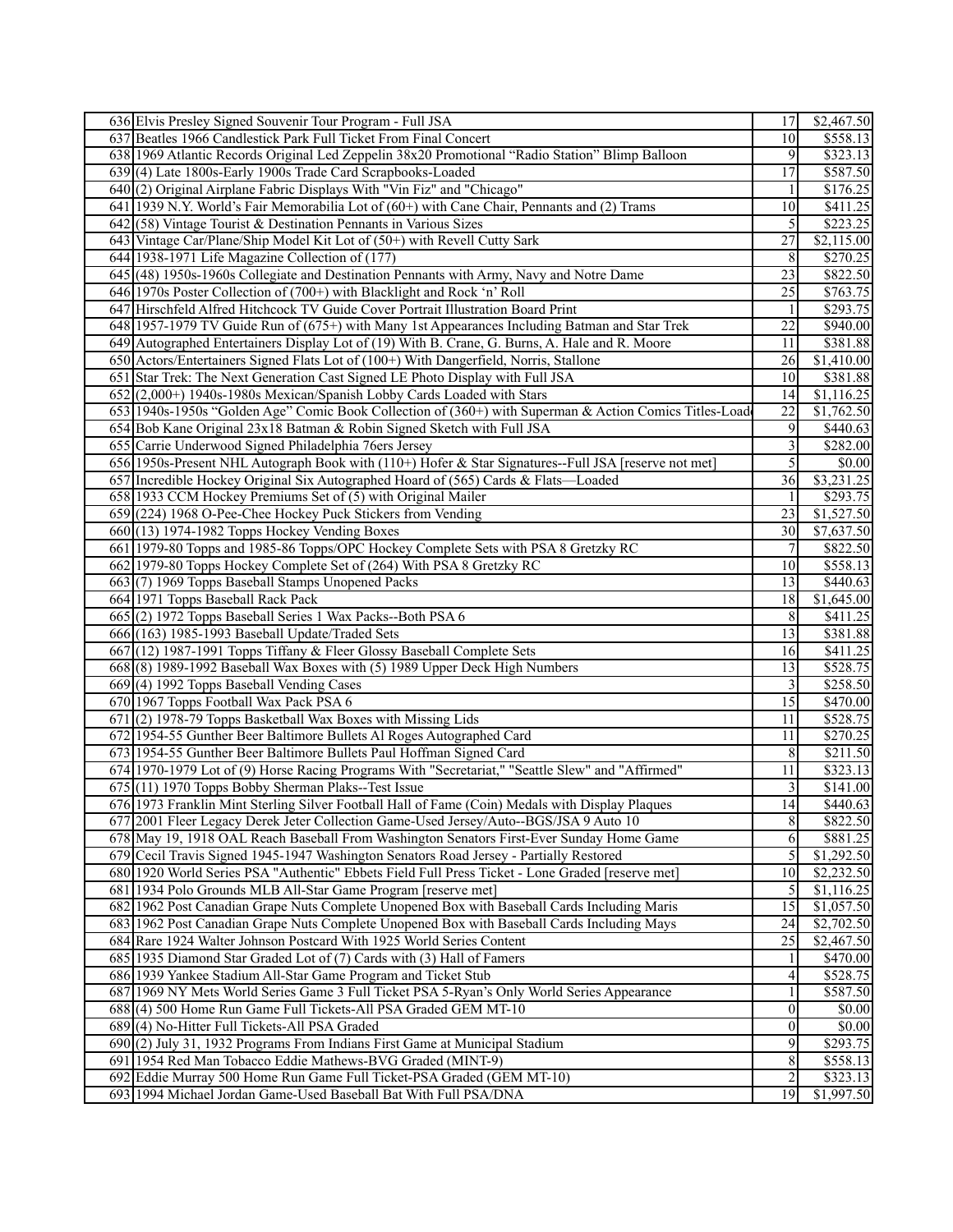| | | | |
|---|---|---|---|
| 636 | Elvis Presley Signed Souvenir Tour Program - Full JSA | 17 | $2,467.50 |
| 637 | Beatles 1966 Candlestick Park Full Ticket From Final Concert | 10 | $558.13 |
| 638 | 1969 Atlantic Records Original Led Zeppelin 38x20 Promotional "Radio Station" Blimp Balloon | 9 | $323.13 |
| 639 | (4) Late 1800s-Early 1900s Trade Card Scrapbooks-Loaded | 17 | $587.50 |
| 640 | (2) Original Airplane Fabric Displays With "Vin Fiz" and "Chicago" | 1 | $176.25 |
| 641 | 1939 N.Y. World's Fair Memorabilia Lot of (60+) with Cane Chair, Pennants and (2) Trams | 10 | $411.25 |
| 642 | (58) Vintage Tourist & Destination Pennants in Various Sizes | 5 | $223.25 |
| 643 | Vintage Car/Plane/Ship Model Kit Lot of (50+) with Revell Cutty Sark | 27 | $2,115.00 |
| 644 | 1938-1971 Life Magazine Collection of (177) | 8 | $270.25 |
| 645 | (48) 1950s-1960s Collegiate and Destination Pennants with Army, Navy and Notre Dame | 23 | $822.50 |
| 646 | 1970s Poster Collection of (700+) with Blacklight and Rock 'n' Roll | 25 | $763.75 |
| 647 | Hirschfeld Alfred Hitchcock TV Guide Cover Portrait Illustration Board Print | 1 | $293.75 |
| 648 | 1957-1979 TV Guide Run of (675+) with Many 1st Appearances Including Batman and Star Trek | 22 | $940.00 |
| 649 | Autographed Entertainers Display Lot of (19) With B. Crane, G. Burns, A. Hale and R. Moore | 11 | $381.88 |
| 650 | Actors/Entertainers Signed Flats Lot of (100+) With Dangerfield, Norris, Stallone | 26 | $1,410.00 |
| 651 | Star Trek: The Next Generation Cast Signed LE Photo Display with Full JSA | 10 | $381.88 |
| 652 | (2,000+) 1940s-1980s Mexican/Spanish Lobby Cards Loaded with Stars | 14 | $1,116.25 |
| 653 | 1940s-1950s "Golden Age" Comic Book Collection of (360+) with Superman & Action Comics Titles-Load | 22 | $1,762.50 |
| 654 | Bob Kane Original 23x18 Batman & Robin Signed Sketch with Full JSA | 9 | $440.63 |
| 655 | Carrie Underwood Signed Philadelphia 76ers Jersey | 3 | $282.00 |
| 656 | 1950s-Present NHL Autograph Book with (110+) Hofer & Star Signatures--Full JSA [reserve not met] | 5 | $0.00 |
| 657 | Incredible Hockey Original Six Autographed Hoard of (565) Cards & Flats—Loaded | 36 | $3,231.25 |
| 658 | 1933 CCM Hockey Premiums Set of (5) with Original Mailer | 1 | $293.75 |
| 659 | (224) 1968 O-Pee-Chee Hockey Puck Stickers from Vending | 23 | $1,527.50 |
| 660 | (13) 1974-1982 Topps Hockey Vending Boxes | 30 | $7,637.50 |
| 661 | 1979-80 Topps and 1985-86 Topps/OPC Hockey Complete Sets with PSA 8 Gretzky RC | 7 | $822.50 |
| 662 | 1979-80 Topps Hockey Complete Set of (264) With PSA 8 Gretzky RC | 10 | $558.13 |
| 663 | (7) 1969 Topps Baseball Stamps Unopened Packs | 13 | $440.63 |
| 664 | 1971 Topps Baseball Rack Pack | 18 | $1,645.00 |
| 665 | (2) 1972 Topps Baseball Series 1 Wax Packs--Both PSA 6 | 8 | $411.25 |
| 666 | (163) 1985-1993 Baseball Update/Traded Sets | 13 | $381.88 |
| 667 | (12) 1987-1991 Topps Tiffany & Fleer Glossy Baseball Complete Sets | 16 | $411.25 |
| 668 | (8) 1989-1992 Baseball Wax Boxes with (5) 1989 Upper Deck High Numbers | 13 | $528.75 |
| 669 | (4) 1992 Topps Baseball Vending Cases | 3 | $258.50 |
| 670 | 1967 Topps Football Wax Pack PSA 6 | 15 | $470.00 |
| 671 | (2) 1978-79 Topps Basketball Wax Boxes with Missing Lids | 11 | $528.75 |
| 672 | 1954-55 Gunther Beer Baltimore Bullets Al Roges Autographed Card | 11 | $270.25 |
| 673 | 1954-55 Gunther Beer Baltimore Bullets Paul Hoffman Signed Card | 8 | $211.50 |
| 674 | 1970-1979 Lot of (9) Horse Racing Programs With "Secretariat," "Seattle Slew" and "Affirmed" | 11 | $323.13 |
| 675 | (11) 1970 Topps Bobby Sherman Plaks--Test Issue | 3 | $141.00 |
| 676 | 1973 Franklin Mint Sterling Silver Football Hall of Fame (Coin) Medals with Display Plaques | 14 | $440.63 |
| 677 | 2001 Fleer Legacy Derek Jeter Collection Game-Used Jersey/Auto--BGS/JSA 9 Auto 10 | 8 | $822.50 |
| 678 | May 19, 1918 OAL Reach Baseball From Washington Senators First-Ever Sunday Home Game | 6 | $881.25 |
| 679 | Cecil Travis Signed 1945-1947 Washington Senators Road Jersey - Partially Restored | 5 | $1,292.50 |
| 680 | 1920 World Series PSA "Authentic" Ebbets Field Full Press Ticket - Lone Graded [reserve met] | 10 | $2,232.50 |
| 681 | 1934 Polo Grounds MLB All-Star Game Program [reserve met] | 5 | $1,116.25 |
| 682 | 1962 Post Canadian Grape Nuts Complete Unopened Box with Baseball Cards Including Maris | 15 | $1,057.50 |
| 683 | 1962 Post Canadian Grape Nuts Complete Unopened Box with Baseball Cards Including Mays | 24 | $2,702.50 |
| 684 | Rare 1924 Walter Johnson Postcard With 1925 World Series Content | 25 | $2,467.50 |
| 685 | 1935 Diamond Star Graded Lot of (7) Cards with (3) Hall of Famers | 1 | $470.00 |
| 686 | 1939 Yankee Stadium All-Star Game Program and Ticket Stub | 4 | $528.75 |
| 687 | 1969 NY Mets World Series Game 3 Full Ticket PSA 5-Ryan's Only World Series Appearance | 1 | $587.50 |
| 688 | (4) 500 Home Run Game Full Tickets-All PSA Graded GEM MT-10 | 0 | $0.00 |
| 689 | (4) No-Hitter Full Tickets-All PSA Graded | 0 | $0.00 |
| 690 | (2) July 31, 1932 Programs From Indians First Game at Municipal Stadium | 9 | $293.75 |
| 691 | 1954 Red Man Tobacco Eddie Mathews-BVG Graded (MINT-9) | 8 | $558.13 |
| 692 | Eddie Murray 500 Home Run Game Full Ticket-PSA Graded (GEM MT-10) | 2 | $323.13 |
| 693 | 1994 Michael Jordan Game-Used Baseball Bat With Full PSA/DNA | 19 | $1,997.50 |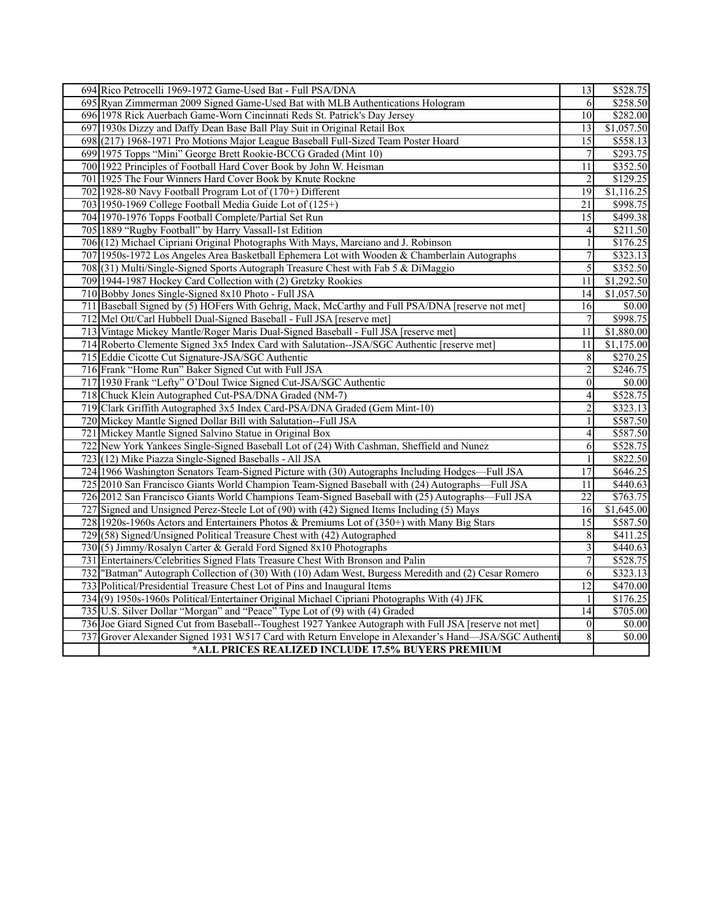| | | | |
|---|---|---|---|
| 694 | Rico Petrocelli 1969-1972 Game-Used Bat - Full PSA/DNA | 13 | $528.75 |
| 695 | Ryan Zimmerman 2009 Signed Game-Used Bat with MLB Authentications Hologram | 6 | $258.50 |
| 696 | 1978 Rick Auerbach Game-Worn Cincinnati Reds St. Patrick's Day Jersey | 10 | $282.00 |
| 697 | 1930s Dizzy and Daffy Dean Base Ball Play Suit in Original Retail Box | 13 | $1,057.50 |
| 698 | (217) 1968-1971 Pro Motions Major League Baseball Full-Sized Team Poster Hoard | 15 | $558.13 |
| 699 | 1975 Topps "Mini" George Brett Rookie-BCCG Graded (Mint 10) | 7 | $293.75 |
| 700 | 1922 Principles of Football Hard Cover Book by John W. Heisman | 11 | $352.50 |
| 701 | 1925 The Four Winners Hard Cover Book by Knute Rockne | 2 | $129.25 |
| 702 | 1928-80 Navy Football Program Lot of (170+) Different | 19 | $1,116.25 |
| 703 | 1950-1969 College Football Media Guide Lot of (125+) | 21 | $998.75 |
| 704 | 1970-1976 Topps Football Complete/Partial Set Run | 15 | $499.38 |
| 705 | 1889 "Rugby Football" by Harry Vassall-1st Edition | 4 | $211.50 |
| 706 | (12) Michael Cipriani Original Photographs With Mays, Marciano and J. Robinson | 1 | $176.25 |
| 707 | 1950s-1972 Los Angeles Area Basketball Ephemera Lot with Wooden & Chamberlain Autographs | 7 | $323.13 |
| 708 | (31) Multi/Single-Signed Sports Autograph Treasure Chest with Fab 5 & DiMaggio | 5 | $352.50 |
| 709 | 1944-1987 Hockey Card Collection with (2) Gretzky Rookies | 11 | $1,292.50 |
| 710 | Bobby Jones Single-Signed 8x10 Photo - Full JSA | 14 | $1,057.50 |
| 711 | Baseball Signed by (5) HOFers With Gehrig, Mack, McCarthy and Full PSA/DNA [reserve not met] | 16 | $0.00 |
| 712 | Mel Ott/Carl Hubbell Dual-Signed Baseball - Full JSA [reserve met] | 7 | $998.75 |
| 713 | Vintage Mickey Mantle/Roger Maris Dual-Signed Baseball - Full JSA [reserve met] | 11 | $1,880.00 |
| 714 | Roberto Clemente Signed 3x5 Index Card with Salutation--JSA/SGC Authentic [reserve met] | 11 | $1,175.00 |
| 715 | Eddie Cicotte Cut Signature-JSA/SGC Authentic | 8 | $270.25 |
| 716 | Frank "Home Run" Baker Signed Cut with Full JSA | 2 | $246.75 |
| 717 | 1930 Frank "Lefty" O'Doul Twice Signed Cut-JSA/SGC Authentic | 0 | $0.00 |
| 718 | Chuck Klein Autographed Cut-PSA/DNA Graded (NM-7) | 4 | $528.75 |
| 719 | Clark Griffith Autographed 3x5 Index Card-PSA/DNA Graded (Gem Mint-10) | 2 | $323.13 |
| 720 | Mickey Mantle Signed Dollar Bill with Salutation--Full JSA | 1 | $587.50 |
| 721 | Mickey Mantle Signed Salvino Statue in Original Box | 4 | $587.50 |
| 722 | New York Yankees Single-Signed Baseball Lot of (24) With Cashman, Sheffield and Nunez | 6 | $528.75 |
| 723 | (12) Mike Piazza Single-Signed Baseballs - All JSA | 1 | $822.50 |
| 724 | 1966 Washington Senators Team-Signed Picture with (30) Autographs Including Hodges—Full JSA | 17 | $646.25 |
| 725 | 2010 San Francisco Giants World Champion Team-Signed Baseball with (24) Autographs—Full JSA | 11 | $440.63 |
| 726 | 2012 San Francisco Giants World Champions Team-Signed Baseball with (25) Autographs—Full JSA | 22 | $763.75 |
| 727 | Signed and Unsigned Perez-Steele Lot of (90) with (42) Signed Items Including (5) Mays | 16 | $1,645.00 |
| 728 | 1920s-1960s Actors and Entertainers Photos & Premiums Lot of (350+) with Many Big Stars | 15 | $587.50 |
| 729 | (58) Signed/Unsigned Political Treasure Chest with (42) Autographed | 8 | $411.25 |
| 730 | (5) Jimmy/Rosalyn Carter & Gerald Ford Signed 8x10 Photographs | 3 | $440.63 |
| 731 | Entertainers/Celebrities Signed Flats Treasure Chest With Bronson and Palin | 7 | $528.75 |
| 732 | "Batman" Autograph Collection of (30) With (10) Adam West, Burgess Meredith and (2) Cesar Romero | 6 | $323.13 |
| 733 | Political/Presidential Treasure Chest Lot of Pins and Inaugural Items | 12 | $470.00 |
| 734 | (9) 1950s-1960s Political/Entertainer Original Michael Cipriani Photographs With (4) JFK | 1 | $176.25 |
| 735 | U.S. Silver Dollar "Morgan" and "Peace" Type Lot of (9) with (4) Graded | 14 | $705.00 |
| 736 | Joe Giard Signed Cut from Baseball--Toughest 1927 Yankee Autograph with Full JSA [reserve not met] | 0 | $0.00 |
| 737 | Grover Alexander Signed 1931 W517 Card with Return Envelope in Alexander's Hand—JSA/SGC Authenti | 8 | $0.00 |
| | **\*ALL PRICES REALIZED INCLUDE 17.5% BUYERS PREMIUM** | | |